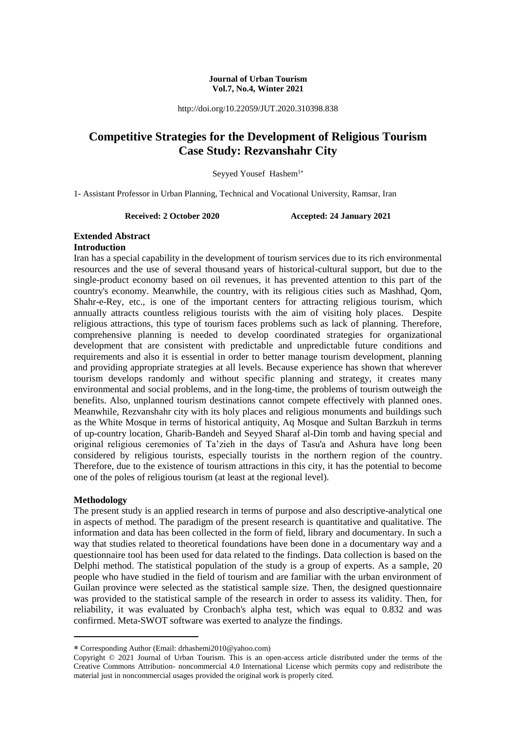**Journal of Urban Tourism**
**Vol.7, No.4, Winter 2021**

http://doi.org/10.22059/JUT.2020.310398.838

# Competitive Strategies for the Development of Religious Tourism Case Study: Rezvanshahr City

Seyyed Yousef Hashem[1*]

1- Assistant Professor in Urban Planning, Technical and Vocational University, Ramsar, Iran

**Received: 2 October 2020** **Accepted: 24 January 2021**

## Extended Abstract

### Introduction

Iran has a special capability in the development of tourism services due to its rich environmental resources and the use of several thousand years of historical-cultural support, but due to the single-product economy based on oil revenues, it has prevented attention to this part of the country's economy. Meanwhile, the country, with its religious cities such as Mashhad, Qom, Shahr-e-Rey, etc., is one of the important centers for attracting religious tourism, which annually attracts countless religious tourists with the aim of visiting holy places. Despite religious attractions, this type of tourism faces problems such as lack of planning. Therefore, comprehensive planning is needed to develop coordinated strategies for organizational development that are consistent with predictable and unpredictable future conditions and requirements and also it is essential in order to better manage tourism development, planning and providing appropriate strategies at all levels. Because experience has shown that wherever tourism develops randomly and without specific planning and strategy, it creates many environmental and social problems, and in the long-time, the problems of tourism outweigh the benefits. Also, unplanned tourism destinations cannot compete effectively with planned ones. Meanwhile, Rezvanshahr city with its holy places and religious monuments and buildings such as the White Mosque in terms of historical antiquity, Aq Mosque and Sultan Barzkuh in terms of up-country location, Gharib-Bandeh and Seyyed Sharaf al-Din tomb and having special and original religious ceremonies of Ta'zieh in the days of Tasu'a and Ashura have long been considered by religious tourists, especially tourists in the northern region of the country. Therefore, due to the existence of tourism attractions in this city, it has the potential to become one of the poles of religious tourism (at least at the regional level).

### Methodology

The present study is an applied research in terms of purpose and also descriptive-analytical one in aspects of method. The paradigm of the present research is quantitative and qualitative. The information and data has been collected in the form of field, library and documentary. In such a way that studies related to theoretical foundations have been done in a documentary way and a questionnaire tool has been used for data related to the findings. Data collection is based on the Delphi method. The statistical population of the study is a group of experts. As a sample, 20 people who have studied in the field of tourism and are familiar with the urban environment of Guilan province were selected as the statistical sample size. Then, the designed questionnaire was provided to the statistical sample of the research in order to assess its validity. Then, for reliability, it was evaluated by Cronbach's alpha test, which was equal to 0.832 and was confirmed. Meta-SWOT software was exerted to analyze the findings.

---

* Corresponding Author (Email: drhashemi2010@yahoo.com)

Copyright © 2021 Journal of Urban Tourism. This is an open-access article distributed under the terms of the Creative Commons Attribution- noncommercial 4.0 International License which permits copy and redistribute the material just in noncommercial usages provided the original work is properly cited.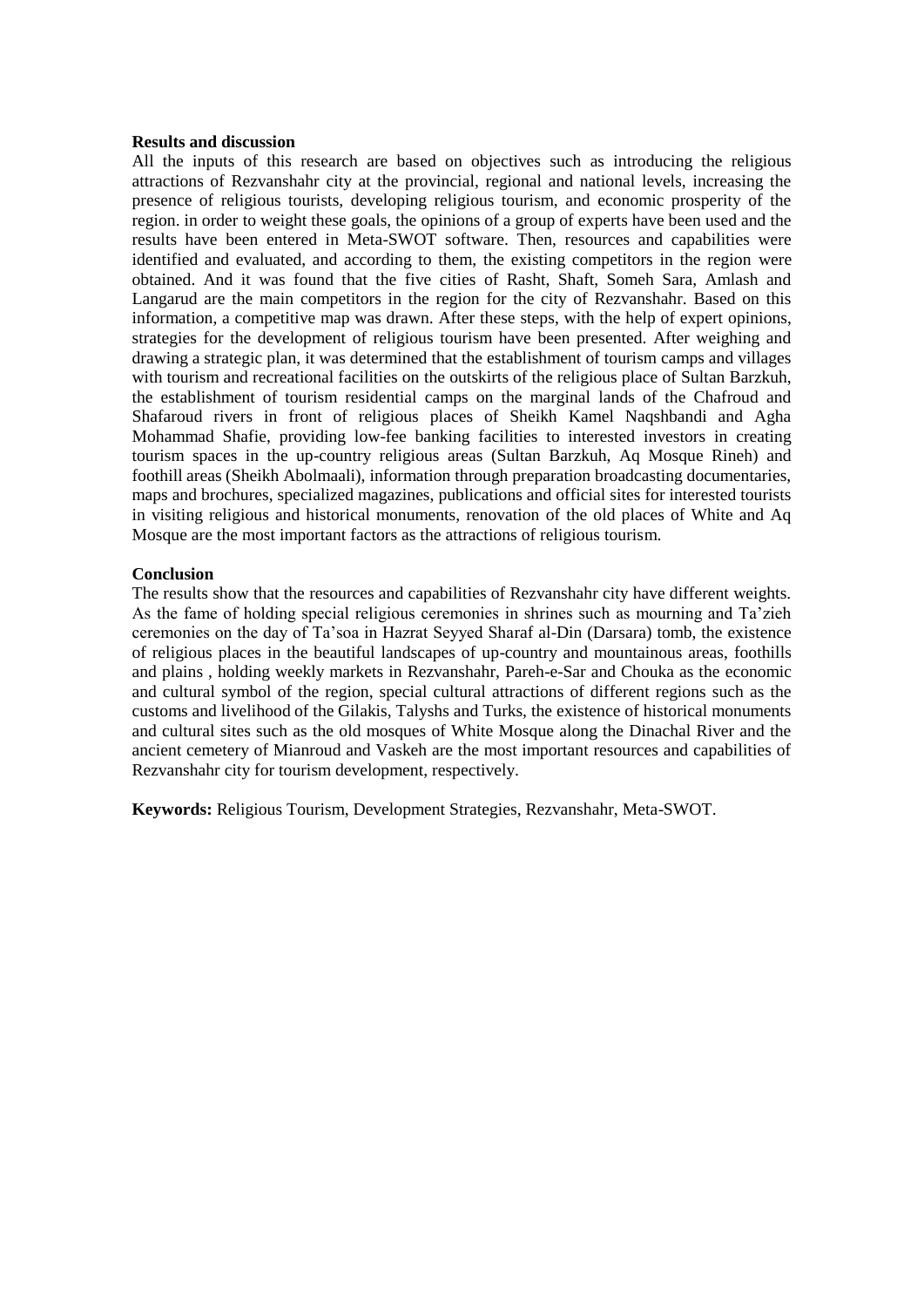**Results and discussion**

All the inputs of this research are based on objectives such as introducing the religious attractions of Rezvanshahr city at the provincial, regional and national levels, increasing the presence of religious tourists, developing religious tourism, and economic prosperity of the region. in order to weight these goals, the opinions of a group of experts have been used and the results have been entered in Meta-SWOT software. Then, resources and capabilities were identified and evaluated, and according to them, the existing competitors in the region were obtained. And it was found that the five cities of Rasht, Shaft, Someh Sara, Amlash and Langarud are the main competitors in the region for the city of Rezvanshahr. Based on this information, a competitive map was drawn. After these steps, with the help of expert opinions, strategies for the development of religious tourism have been presented. After weighing and drawing a strategic plan, it was determined that the establishment of tourism camps and villages with tourism and recreational facilities on the outskirts of the religious place of Sultan Barzkuh, the establishment of tourism residential camps on the marginal lands of the Chafroud and Shafaroud rivers in front of religious places of Sheikh Kamel Naqshbandi and Agha Mohammad Shafie, providing low-fee banking facilities to interested investors in creating tourism spaces in the up-country religious areas (Sultan Barzkuh, Aq Mosque Rineh) and foothill areas (Sheikh Abolmaali), information through preparation broadcasting documentaries, maps and brochures, specialized magazines, publications and official sites for interested tourists in visiting religious and historical monuments, renovation of the old places of White and Aq Mosque are the most important factors as the attractions of religious tourism.

**Conclusion**

The results show that the resources and capabilities of Rezvanshahr city have different weights. As the fame of holding special religious ceremonies in shrines such as mourning and Ta'zieh ceremonies on the day of Ta'soa in Hazrat Seyyed Sharaf al-Din (Darsara) tomb, the existence of religious places in the beautiful landscapes of up-country and mountainous areas, foothills and plains , holding weekly markets in Rezvanshahr, Pareh-e-Sar and Chouka as the economic and cultural symbol of the region, special cultural attractions of different regions such as the customs and livelihood of the Gilakis, Talyshs and Turks, the existence of historical monuments and cultural sites such as the old mosques of White Mosque along the Dinachal River and the ancient cemetery of Mianroud and Vaskeh are the most important resources and capabilities of Rezvanshahr city for tourism development, respectively.

**Keywords:** Religious Tourism, Development Strategies, Rezvanshahr, Meta-SWOT.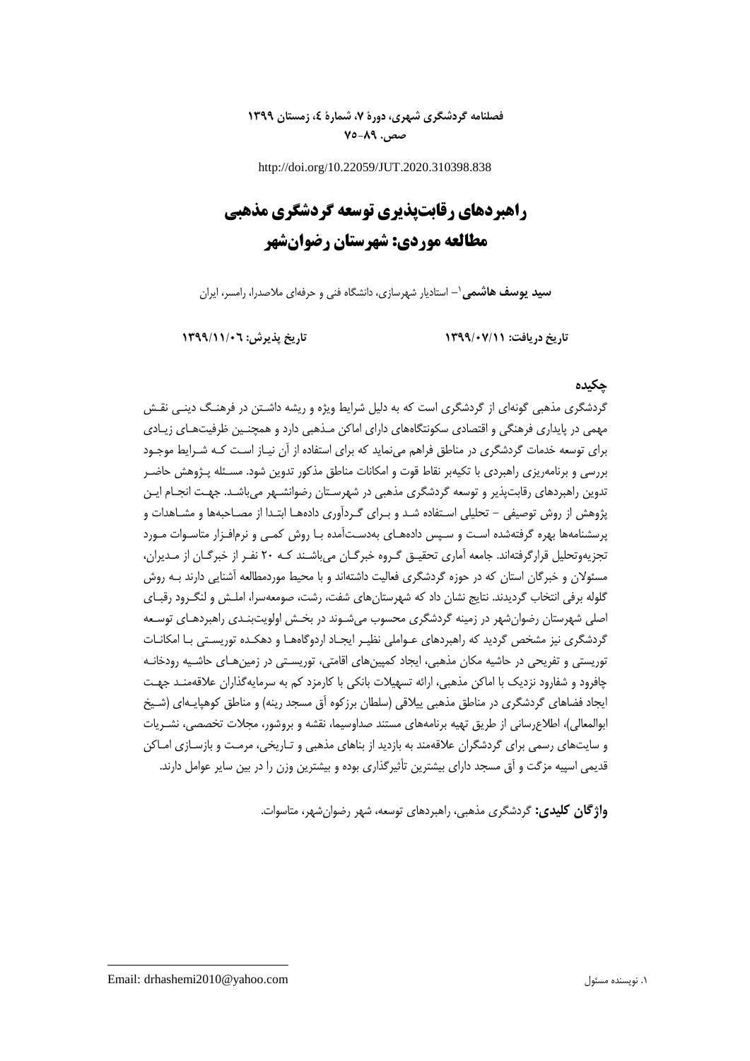http://doi.org/10.22059/JUT.2020.310398.838

# راهبردهای رقابت‌پذیری توسعه گردشگری مذهبی
# مطالعه موردی: شهرستان رضوانشهر

**سید یوسف هاشمی**[1] – استادیار شهرسازی، دانشگاه فنی و حرفه‌ای ملاصدرا، رامسر، ایران

**تاریخ دریافت: ۱۳۹۹/۰۷/۱۱** **تاریخ پذیرش: ۱۳۹۹/۱۱/۰۶**

## چکیده

گردشگری مذهبی گونه‌ای از گردشگری است که به دلیل شرایط ویژه و ریشه داشتن در فرهنگ دینی نقش مهمی در پایداری فرهنگی و اقتصادی سکونتگاه‌های دارای اماکن مذهبی دارد و همچنین ظرفیت‌های زیادی برای توسعه خدمات گردشگری در مناطق فراهم می‌نماید که برای استفاده از آن نیاز است که شرایط موجود بررسی و برنامه‌ریزی راهبردی با تکیه‌بر نقاط قوت و امکانات مناطق مذکور تدوین شود. مسئله پژوهش حاضر تدوین راهبردهای رقابت‌پذیر و توسعه گردشگری مذهبی در شهرستان رضوانشهر می‌باشد. جهت انجام این پژوهش از روش توصیفی – تحلیلی استفاده شد و برای گردآوری داده‌ها ابتدا از مصاحبه‌ها و مشاهدات و پرسشنامه‌ها بهره گرفته‌شده است و سپس داده‌های به‌دست‌آمده با روش کمی و نرم‌افزار متاسوات مورد تجزیه‌وتحلیل قرارگرفته‌اند. جامعه آماری تحقیق گروه خبرگان می‌باشند که ۲۰ نفر از خبرگان از مدیران، مسئولان و خبرگان استان که در حوزه گردشگری فعالیت داشته‌اند و با محیط موردمطالعه آشنایی دارند به روش گلوله برفی انتخاب گردیدند. نتایج نشان داد که شهرستان‌های شفت، رشت، صومعه‌سرا، املش و لنگرود رقبای اصلی شهرستان رضوانشهر در زمینه گردشگری محسوب می‌شوند در بخش اولویت‌بندی راهبردهای توسعه گردشگری نیز مشخص گردید که راهبردهای عواملی نظیر ایجاد اردوگاه‌ها و دهکده توریستی با امکانات توریستی و تفریحی در حاشیه مکان مذهبی، ایجاد کمپین‌های اقامتی، توریستی در زمین‌های حاشیه رودخانه چافرود و شفارود نزدیک با اماکن مذهبی، ارائه تسهیلات بانکی با کارمزد کم به سرمایه‌گذاران علاقه‌مند جهت ایجاد فضاهای گردشگری در مناطق مذهبی ییلاقی (سلطان برزکوه آق مسجد رینه) و مناطق کوهپایه‌ای (شیخ ابوالمعالی)، اطلاع‌رسانی از طریق تهیه برنامه‌های مستند صداوسیما، نقشه و بروشور، مجلات تخصصی، نشریات و سایت‌های رسمی برای گردشگران علاقه‌مند به بازدید از بناهای مذهبی و تاریخی، مرمت و بازسازی اماکن قدیمی اسپیه مزگت و آق مسجد دارای بیشترین تأثیرگذاری بوده و بیشترین وزن را در بین سایر عوامل دارند.

**واژگان کلیدی:** گردشگری مذهبی، راهبردهای توسعه، شهر رضوانشهر، متاسوات.

---

[1] نویسنده مسئول — Email: drhashemi2010@yahoo.com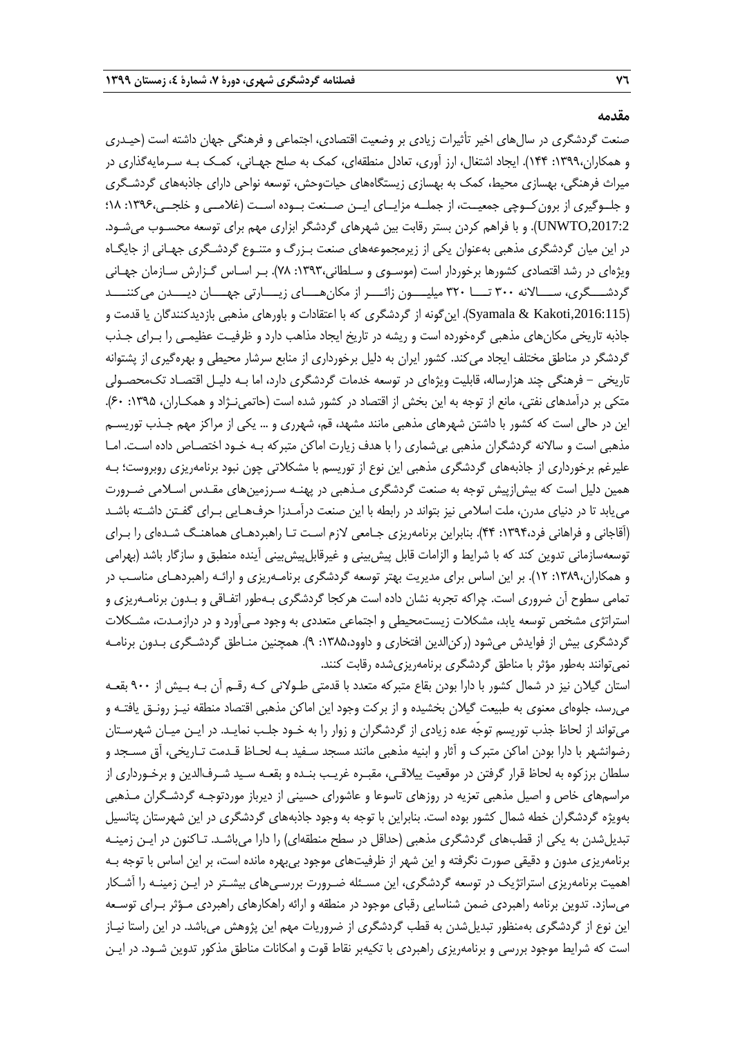## مقدمه

صنعت گردشگری در سال‌های اخیر تأثیرات زیادی بر وضعیت اقتصادی، اجتماعی و فرهنگی جهان داشته است (حیدری و همکاران،۱۳۹۹: ۱۴۴). ایجاد اشتغال، ارز آوری، تعادل منطقه‌ای، کمک به صلح جهانی، کمک به سرمایه‌گذاری در میراث فرهنگی، بهسازی محیط، کمک به بهسازی زیستگاه‌های حیات‌وحش، توسعه نواحی دارای جاذبه‌های گردشگری و جلوگیری از برون‌کوچی جمعیت، از جمله مزایای این صنعت بوده است (غلامی و خلجی،۱۳۹۶: ۱۸؛ UNWTO,2017:2). و با فراهم کردن بستر رقابت بین شهرهای گردشگر ابزاری مهم برای توسعه محسوب می‌شود. در این میان گردشگری مذهبی به‌عنوان یکی از زیرمجموعه‌های صنعت بزرگ و متنوع گردشگری جهانی از جایگاه ویژه‌ای در رشد اقتصادی کشورها برخوردار است (موسوی و سلطانی،۱۳۹۳: ۷۸). بر اساس گزارش سازمان جهانی گردشگری، سالانه ۳۰۰ تا ۳۲۰ میلیون زائر از مکان‌های زیارتی جهان دیدن می‌کنند (Syamala & Kakoti,2016:115). این‌گونه از گردشگری که با اعتقادات و باورهای مذهبی بازدیدکنندگان یا قدمت و جاذبه تاریخی مکان‌های مذهبی گره‌خورده است و ریشه در تاریخ ایجاد مذاهب دارد و ظرفیت عظیمی را برای جذب گردشگر در مناطق مختلف ایجاد می‌کند. کشور ایران به دلیل برخورداری از منابع سرشار محیطی و بهره‌گیری از پشتوانه تاریخی - فرهنگی چند هزارساله، قابلیت ویژه‌ای در توسعه خدمات گردشگری دارد، اما به دلیل اقتصاد تک‌محصولی متکی بر درآمدهای نفتی، مانع از توجه به این بخش از اقتصاد در کشور شده است (حاتمی‌نژاد و همکاران، ۱۳۹۵: ۶۰). این در حالی است که کشور با داشتن شهرهای مذهبی مانند مشهد، قم، شهرری و ... یکی از مراکز مهم جذب توریسم مذهبی است و سالانه گردشگران مذهبی بی‌شماری را با هدف زیارت اماکن متبرکه به خود اختصاص داده است. اما علیرغم برخورداری از جاذبه‌های گردشگری مذهبی این نوع از توریسم با مشکلاتی چون نبود برنامه‌ریزی روبروست؛ به همین دلیل است که بیش‌ازپیش توجه به صنعت گردشگری مذهبی در پهنه سرزمین‌های مقدس اسلامی ضرورت می‌یابد تا در دنیای مدرن، ملت اسلامی نیز بتواند در رابطه با این صنعت درآمدزا حرف‌هایی برای گفتن داشته باشد (آقاجانی و فراهانی فرد،۱۳۹۴: ۴۴). بنابراین برنامه‌ریزی جامعی لازم است تا راهبردهای هماهنگ شده‌ای را برای توسعه‌سازمانی تدوین کند که با شرایط و الزامات قابل پیش‌بینی و غیرقابل‌پیش‌بینی آینده منطبق و سازگار باشد (بهرامی و همکاران،۱۳۸۹: ۱۲). بر این اساس برای مدیریت بهتر توسعه گردشگری برنامه‌ریزی و ارائه راهبردهای مناسب در تمامی سطوح آن ضروری است. چراکه تجربه نشان داده است هرکجا گردشگری به‌طور اتفاقی و بدون برنامه‌ریزی و استراتژی مشخص توسعه یابد، مشکلات زیست‌محیطی و اجتماعی متعددی به وجود می‌آورد و در درازمدت، مشکلات گردشگری بیش از فوایدش می‌شود (رکن‌الدین افتخاری و داوود،۱۳۸۵: ۹). همچنین مناطق گردشگری بدون برنامه نمی‌توانند به‌طور مؤثر با مناطق گردشگری برنامه‌ریزی‌شده رقابت کنند.

استان گیلان نیز در شمال کشور با دارا بودن بقاع متبرکه متعدد با قدمتی طولانی که رقم آن به بیش از ۹۰۰ بقعه می‌رسد، جلوه‌ای معنوی به طبیعت گیلان بخشیده و از برکت وجود این اماکن مذهبی اقتصاد منطقه نیز رونق یافته و می‌تواند از لحاظ جذب توریسم توجّه عده زیادی از گردشگران و زوار را به خود جلب نماید. در این میان شهرستان رضوانشهر با دارا بودن اماکن متبرک و آثار و ابنیه مذهبی مانند مسجد سفید به لحاظ قدمت تاریخی، آق مسجد و سلطان برزکوه به لحاظ قرار گرفتن در موقعیت ییلاقی، مقبره غریب بنده و بقعه سید شرف‌الدین و برخورداری از مراسم‌های خاص و اصیل مذهبی تعزیه در روزهای تاسوعا و عاشورای حسینی از دیرباز موردتوجه گردشگران مذهبی به‌ویژه گردشگران خطه شمال کشور بوده است. بنابراین با توجه به وجود جاذبه‌های گردشگری در این شهرستان پتانسیل تبدیل‌شدن به یکی از قطب‌های گردشگری مذهبی (حداقل در سطح منطقه‌ای) را دارا می‌باشد. تاکنون در این زمینه برنامه‌ریزی مدون و دقیقی صورت نگرفته و این شهر از ظرفیت‌های موجود بی‌بهره مانده است، بر این اساس با توجه به اهمیت برنامه‌ریزی استراتژیک در توسعه گردشگری، این مسئله ضرورت بررسی‌های بیشتر در این زمینه را آشکار می‌سازد. تدوین برنامه راهبردی ضمن شناسایی رقبای موجود در منطقه و ارائه راهکارهای راهبردی مؤثر برای توسعه این نوع از گردشگری به‌منظور تبدیل‌شدن به قطب گردشگری از ضروریات مهم این پژوهش می‌باشد. در این راستا نیاز است که شرایط موجود بررسی و برنامه‌ریزی راهبردی با تکیه‌بر نقاط قوت و امکانات مناطق مذکور تدوین شود. در این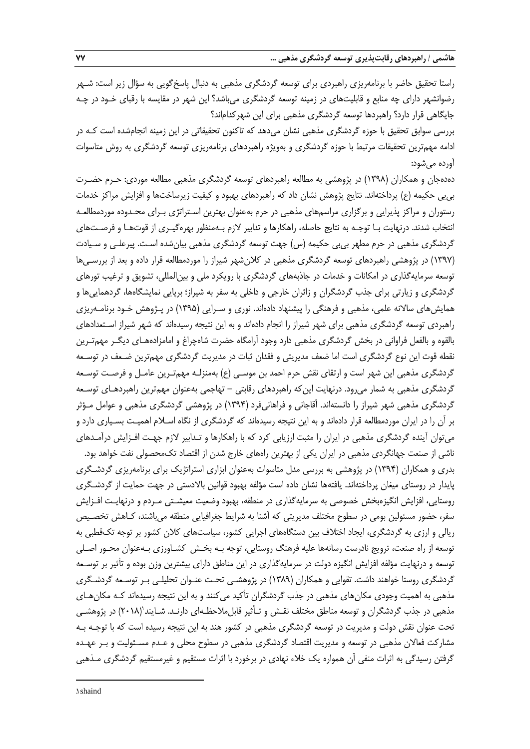راستا تحقیق حاضر با برنامه‌ریزی راهبردی برای توسعه گردشگری مذهبی به دنبال پاسخ‌گویی به سؤال زیر است: شهر رضوانشهر دارای چه منابع و قابلیت‌های در زمینه توسعه گردشگری می‌باشد؟ این شهر در مقایسه با رقبای خود در چه جایگاهی قرار دارد؟ راهبردها توسعه گردشگری مذهبی برای این شهرکدام‌اند؟

بررسی سوابق تحقیق با حوزه گردشگری مذهبی نشان می‌دهد که تاکنون تحقیقاتی در این زمینه انجام‌شده است کـه در ادامه مهم‌ترین تحقیقات مرتبط با حوزه گردشگری و بەویژه راهبردهای برنامه‌ریزی توسعه گردشگری به روش متاسوات آورده می‌شود:

ده‌ده‌جان و همکاران (۱۳۹۸) در پژوهشی به مطالعه راهبردهای توسعه گردشگری مذهبی مطالعه موردی: حـرم حضـرت بی‌بی حکیمه (ع) پرداخته‌اند. نتایج پژوهش نشان داد که راهبردهای بهبود و کیفیت زیرساخت‌ها و افزایش مراکز خدمات رستوران و مراکز پذیرایی و برگزاری مراسم‌های مذهبی در حرم به‌عنوان بهترین اسـتراتژی بـرای محـدوده موردمطالعـه انتخاب شدند. درنهایت بـا توجـه به نتایج حاصله، راهکارها و تدابیر لازم بـه‌منظور بهره‌گیـری از قوت‌هـا و فرصـت‌های گردشگری مذهبی در حرم مطهر بی‌بی حکیمه (س) جهت توسعه گردشگری مذهبی بیان‌شده اسـت. پیرعلـی و سـیادت (۱۳۹۷) در پژوهشی راهبردهای توسعه گردشگری مذهبی در کلان‌شهر شیراز را موردمطالعه قرار داده و بعد از بررسـی‌ها توسعه سرمایه‌گذاری در امکانات و خدمات در جاذبه‌های گردشگری با رویکرد ملی و بین‌المللی، تشویق و ترغیب تورهای گردشگری و زیارتی برای جذب گردشگران و زائران خارجی و داخلی به سفر به شیراز؛ برپایی نمایشگاه‌ها، گردهمایی‌ها و همایش‌های سالانه علمی، مذهبی و فرهنگی را پیشنهاد داده‌اند. نوری و سـرایی (۱۳۹۵) در پـژوهش خـود برنامـه‌ریزی راهبردی توسعه گردشگری مذهبی برای شهر شیراز را انجام داده‌اند و به این نتیجه رسیده‌اند که شهر شیراز اسـتعدادهای بالقوه و بالفعل فراوانی در بخش گردشگری مذهبی دارد وجود آرامگاه حضرت شاه‌چراغ و امامزاده‌هـای دیگـر مهم‌تـرین نقطه قوت این نوع گردشگری است اما ضعف مدیریتی و فقدان ثبات در مدیریت گردشگری مهم‌ترین ضـعف در توسـعه گردشگری مذهبی این شهر است و ارتقای نقش حرم احمد بن موسـی (ع) به‌منزلـه مهم‌تـرین عامـل و فرصـت توسـعه گردشگری مذهبی به شمار می‌رود. درنهایت این‌که راهبردهای رقابتی – تهاجمی به‌عنوان مهم‌ترین راهبردهـای توسـعه گردشگری مذهبی شهر شیراز را دانسته‌اند. آقاجانی و فراهانی‌فرد (۱۳۹۴) در پژوهشی گردشگری مذهبی و عوامل مـؤثر بر آن را در ایران موردمطالعه قرار داده‌اند و به این نتیجه رسیده‌اند که گردشگری از نگاه اسـلام اهمیـت بسـیاری دارد و می‌توان آینده گردشگری مذهبی در ایران را مثبت ارزیابی کرد که با راهکارها و تـدابیر لازم جهـت افـزایش درآمـدهای ناشی از صنعت جهانگردی مذهبی در ایران یکی از بهترین راه‌های خارج شدن از اقتصاد تک‌محصولی نفت خواهد بود.

بدری و همکاران (۱۳۹۴) در پژوهشی به بررسی مدل متاسوات به‌عنوان ابزاری استراتژیک برای برنامه‌ریزی گردشـگری پایدار در روستای میغان پرداخته‌اند. یافته‌ها نشان داده است مؤلفه بهبود قوانین بالادستی در جهت حمایت از گردشـگری روستایی، افزایش انگیزه‌بخش خصوصی به سرمایه‌گذاری در منطقه، بهبود وضعیت معیشـتی مـردم و درنهایـت افـزایش سفر، حضور مسئولین بومی در سطوح مختلف مدیریتی که آشنا به شرایط جغرافیایی منطقه می‌باشند، کـاهش تخصـیص ریالی و ارزی به گردشگری، ایجاد اختلاف بین دستگاه‌های اجرایی کشور، سیاست‌های کلان کشور بر توجه تک‌قطبی به توسعه از راه صنعت، ترویج نادرست رسانه‌ها علیه فرهنگ روستایی، توجه بـه بخـش کشـاورزی بـه‌عنوان محـور اصـلی توسعه و درنهایت مؤلفه افزایش انگیزه دولت در سرمایه‌گذاری در این مناطق دارای بیشترین وزن بوده و تأثیر بر توسـعه گردشگری روستا خواهند داشت. تقوایی و همکاران (۱۳۸۹) در پژوهشـی تحـت عنـوان تحلیلـی بـر توسـعه گردشـگری مذهبی به اهمیت وجودی مکان‌های مذهبی در جذب گردشگران تأکید می‌کنند و به این نتیجه رسیده‌اند کـه مکان‌هـای مذهبی در جذب گردشگران و توسعه مناطق مختلف نقـش و تـأثیر قابل‌ملاحظـه‌ای دارنـد. شـایند[1](۲۰۱۸) در پژوهشـی تحت عنوان نقش دولت و مدیریت در توسعه گردشگری مذهبی در کشور هند به این نتیجه رسیده است که با توجـه بـه مشارکت فعالان مذهبی در توسعه و مدیریت اقتصاد گردشگری مذهبی در سطوح محلی و عـدم مسـئولیت و بـر عهـده گرفتن رسیدگی به اثرات منفی آن همواره یک خلاء نهادی در برخورد با اثرات مستقیم و غیرمستقیم گردشگری مـذهبی

---

[1] shaind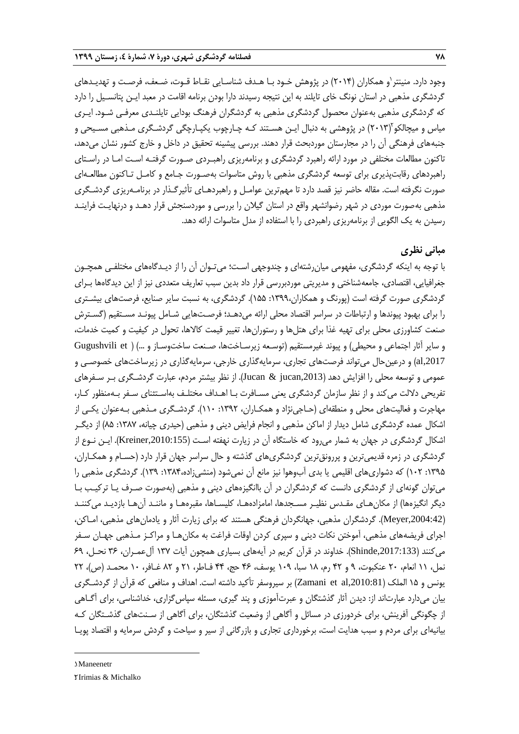وجود دارد. منینتر[1]و همکاران (۲۰۱۴) در پژوهش خود با هدف شناسایی نقاط قوت، ضعف، فرصت و تهدیدهای گردشگری مذهبی در استان نونگ خای تایلند به این نتیجه رسیدند دارا بودن برنامه اقامت در معبد این پتانسیل را دارد که گردشگری مذهبی به‌عنوان محصول گردشگری مذهبی به گردشگران فرهنگ بودایی تایلندی معرفی شود. ایری میاس و میچالکو[2](۲۰۱۳) در پژوهشی به دنبال این هستند کـه چارچوب یکپارچگی گردشگری مذهبی مسیحی و جنبه‌های فرهنگی آن را در مجارستان موردبحث قرار دهند. بررسی پیشینه تحقیق در داخل و خارج کشور نشان می‌دهد، تاکنون مطالعات مختلفی در مورد ارائه راهبرد گردشگری و برنامه‌ریزی راهبردی صورت گرفته است اما در راستای راهبردهای رقابت‌پذیری برای توسعه گردشگری مذهبی با روش متاسوات به‌صورت جامع و کامل تاکنون مطالعه‌ای صورت نگرفته است. مقاله حاضر نیز قصد دارد تا مهم‌ترین عوامل و راهبردهای تأثیرگذار در برنامه‌ریزی گردشگری مذهبی به‌صورت موردی در شهر رضوانشهر واقع در استان گیلان را بررسی و موردسنجش قرار دهد و درنهایت فرایند رسیدن به یک الگویی از برنامه‌ریزی راهبردی را با استفاده از مدل متاسوات ارائه دهد.

## مبانی نظری

با توجه به اینکه گردشگری، مفهومی میان‌رشته‌ای و چندوجهی است؛ می‌توان آن را از دیدگاه‌های مختلفی همچون جغرافیایی، اقتصادی، جامعه‌شناختی و مدیریتی موردبررسی قرار داد بدین سبب تعاریف متعددی نیز از این دیدگاه‌ها برای گردشگری صورت گرفته است (پورنگ و همکاران،۱۳۹۹: ۱۵۵). گردشگری، به نسبت سایر صنایع، فرصت‌های بیشتری را برای بهبود پیوندها و ارتباطات در سراسر اقتصاد محلی ارائه می‌دهد؛ فرصت‌هایی شامل پیوند مستقیم (گسترش صنعت کشاورزی محلی برای تهیه غذا برای هتل‌ها و رستوران‌ها، تغییر قیمت کالاها، تحول در کیفیت و کمیت خدمات، و سایر آثار اجتماعی و محیطی) و پیوند غیرمستقیم (توسعه زیرساخت‌ها، صنعت ساخت‌وساز و ...) ( Gugushvili et al,2017) و درعین‌حال می‌تواند فرصت‌های تجاری، سرمایه‌گذاری خارجی، سرمایه‌گذاری در زیرساخت‌های خصوصی و عمومی و توسعه محلی را افزایش دهد (Jucan & jucan,2013). از نظر بیشتر مردم، عبارت گردشگری بر سفرهای تفریحی دلالت می‌کند و از نظر سازمان گردشگری یعنی مسافرت با اهداف مختلف به‌استثنای سفر به‌منظور کار، مهاجرت و فعالیت‌های محلی و منطقه‌ای (حاجی‌نژاد و همکاران، ۱۳۹۲: ۱۱۰). گردشگری مذهبی به‌عنوان یکی از اشکال عمده گردشگری شامل دیدار از اماکن مذهبی و انجام فرایض دینی و مذهبی (حیدری چیانه، ۱۳۸۷: ۸۵) از دیگر اشکال گردشگری در جهان به شمار می‌رود که خاستگاه آن در زیارت نهفته است (Kreiner,2010:155). این نوع از گردشگری در زمره قدیمی‌ترین و پررونق‌ترین گردشگری‌های گذشته و حال سراسر جهان قرار دارد (حسام و همکاران، ۱۳۹۵: ۱۰۲) که دشواری‌های اقلیمی یا بدی آب‌وهوا نیز مانع آن نمی‌شود (منشی‌زاده،۱۳۸۴: ۱۳۹). گردشگری مذهبی را می‌توان گونه‌ای از گردشگری دانست که گردشگران در آن باانگیزه‌های دینی و مذهبی (به‌صورت صرف یا ترکیب با دیگر انگیزه‌ها) از مکان‌های مقدس نظیر مسجدها، امامزاده‌ها، کلیساها، مقبره‌ها و مانند آن‌ها بازدید می‌کنند (Meyer,2004:42). گردشگران مذهبی، جهانگردان فرهنگی هستند که برای زیارت آثار و یادمان‌های مذهبی، اماکن، اجرای فریضه‌های مذهبی، آموختن نکات دینی و سپری کردن اوقات فراغت به مکان‌ها و مراکز مذهبی جهان سفر می‌کنند (Shinde,2017:133). خداوند در قرآن کریم در آیه‌های بسیاری همچون آیات ۱۳۷ آل‌عمران، ۳۶ نحل، ۶۹ نمل، ۱۱ انعام، ۲۰ عنکبوت، ۹ و ۴۲ رم، ۱۸ سبا، ۱۰۹ یوسف، ۴۶ حج، ۴۴ فاطر، ۲۱ و ۸۲ غافر، ۱۰ محمد (ص)، ۲۲ یونس و ۱۵ الملک (Zamani et al,2010:81) بر سیروسفر تأکید داشته است. اهداف و منافعی که قرآن از گردشگری بیان می‌دارد عبارت‌اند از: دیدن آثار گذشتگان و عبرت‌آموزی و پند گیری، مسئله سپاس‌گزاری، خداشناسی، برای آگاهی از چگونگی آفرینش، برای خردورزی در مسائل و آگاهی از وضعیت گذشتگان، برای آگاهی از سنت‌های گذشتگان که بیانیه‌ای برای مردم و سبب هدایت است، برخورداری تجاری و بازرگانی از سیر و سیاحت و گردش سرمایه و اقتصاد پویا

---

[1] Maneenetr

[2] Irimias & Michalko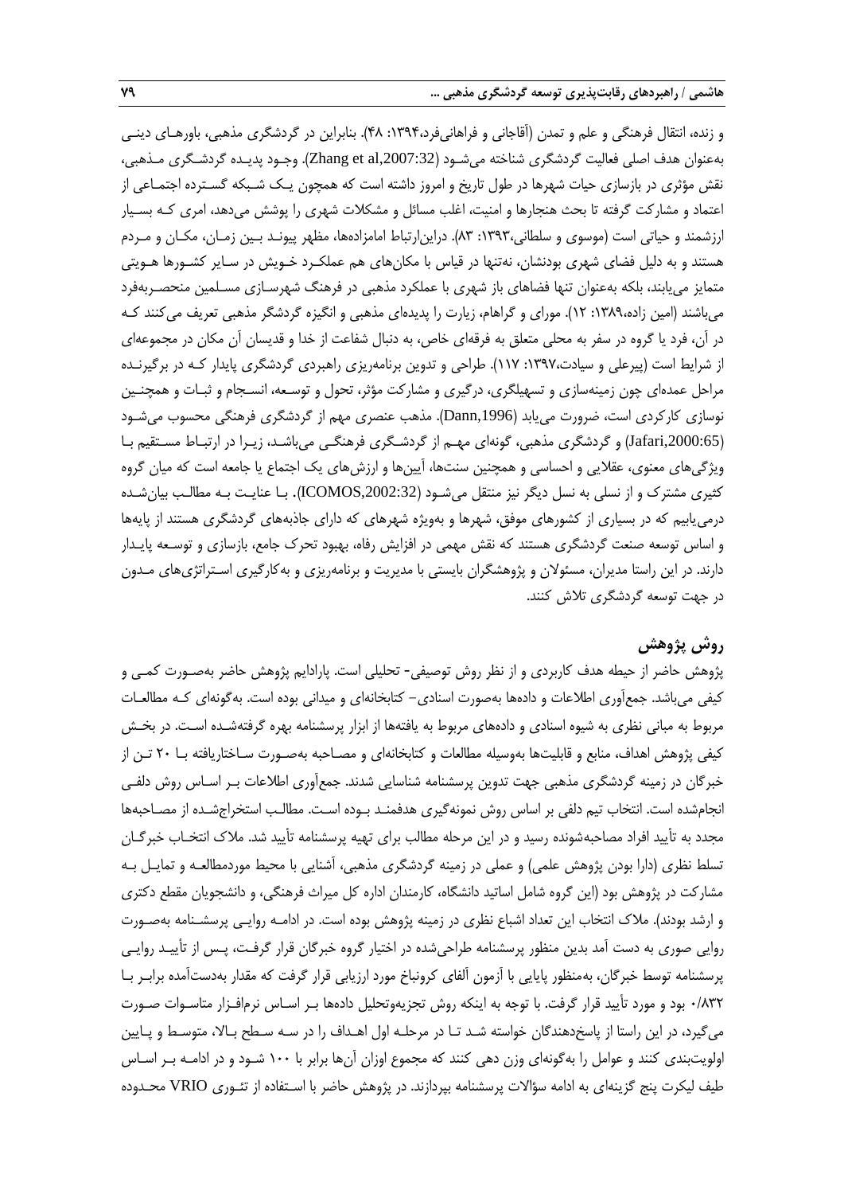و زنده، انتقال فرهنگی و علم و تمدن (آقاجانی و فراهانی‌فرد،۱۳۹۴: ۴۸). بنابراین در گردشگری مذهبی، باورهـای دینـی به‌عنوان هدف اصلی فعالیت گردشگری شناخته می‌شـود (Zhang et al,2007:32). وجـود پدیـده گردشـگری مـذهبی، نقش مؤثری در بازسازی حیات شهرها در طول تاریخ و امروز داشته است که همچون یـک شـبکه گسـترده اجتمـاعی از اعتماد و مشارکت گرفته تا بحث هنجارها و امنیت، اغلب مسائل و مشکلات شهری را پوشش می‌دهد، امری کـه بسـیار ارزشمند و حیاتی است (موسوی و سلطانی،۱۳۹۳: ۸۳). دراین‌ارتباط امامزاده‌ها، مظهر پیونـد بـین زمـان، مکـان و مـردم هستند و به دلیل فضای شهری بودنشان، نه‌تنها در قیاس با مکان‌های هم عملکـرد خـویش در سـایر کشـورها هـویتی متمایز می‌یابند، بلکه به‌عنوان تنها فضاهای باز شهری با عملکرد مذهبی در فرهنگ شهرسـازی مسـلمین منحصـربه‌فرد می‌باشند (امین زاده،۱۳۸۹: ۱۲). مورای و گراهام، زیارت را پدیده‌ای مذهبی و انگیزه گردشگر مذهبی تعریف می‌کنند کـه در آن، فرد یا گروه در سفر به محلی متعلق به فرقه‌ای خاص، به دنبال شفاعت از خدا و قدیسان آن مکان در مجموعه‌ای از شرایط است (پیرعلی و سیادت،۱۳۹۷: ۱۱۷). طراحی و تدوین برنامه‌ریزی راهبردی گردشگری پایدار کـه در برگیرنـده مراحل عمده‌ای چون زمینه‌سازی و تسهیلگری، درگیری و مشارکت مؤثر، تحول و توسـعه، انسـجام و ثبـات و همچنـین نوسازی کارکردی است، ضرورت می‌یابد (Dann,1996). مذهب عنصری مهم از گردشگری فرهنگی محسوب می‌شـود (Jafari,2000:65) و گردشگری مذهبی، گونه‌ای مهـم از گردشـگری فرهنگـی می‌باشـد، زیـرا در ارتبـاط مسـتقیم بـا ویژگی‌های معنوی، عقلایی و احساسی و همچنین سنت‌ها، آیین‌ها و ارزش‌های یک اجتماع یا جامعه است که میان گروه کثیری مشترک و از نسلی به نسل دیگر نیز منتقل می‌شـود (ICOMOS,2002:32). بـا عنایـت بـه مطالـب بیان‌شـده درمی‌یابیم که در بسیاری از کشورهای موفق، شهرها و به‌ویژه شهرهای که دارای جاذبه‌های گردشگری هستند از پایه‌ها و اساس توسعه صنعت گردشگری هستند که نقش مهمی در افزایش رفاه، بهبود تحرک جامع، بازسازی و توسـعه پایـدار دارند. در این راستا مدیران، مسئولان و پژوهشگران بایستی با مدیریت و برنامه‌ریزی و به‌کارگیری اسـتراتژی‌های مـدون در جهت توسعه گردشگری تلاش کنند.

## روش پژوهش

پژوهش حاضر از حیطه هدف کاربردی و از نظر روش توصیفی- تحلیلی است. پارادایم پژوهش حاضر به‌صـورت کمـی و کیفی می‌باشد. جمع‌آوری اطلاعات و داده‌ها به‌صورت اسنادی- کتابخانه‌ای و میدانی بوده است. به‌گونه‌ای کـه مطالعـات مربوط به مبانی نظری به شیوه اسنادی و داده‌های مربوط به یافته‌ها از ابزار پرسشنامه بهره گرفته‌شـده اسـت. در بخـش کیفی پژوهش اهداف، منابع و قابلیت‌ها به‌وسیله مطالعات و کتابخانه‌ای و مصـاحبه به‌صـورت سـاختاریافته بـا ۲۰ تـن از خبرگان در زمینه گردشگری مذهبی جهت تدوین پرسشنامه شناسایی شدند. جمع‌آوری اطلاعات بـر اسـاس روش دلفـی انجام‌شده است. انتخاب تیم دلفی بر اساس روش نمونه‌گیری هدفمنـد بـوده اسـت. مطالـب استخراج‌شـده از مصـاحبه‌ها مجدد به تأیید افراد مصاحبه‌شونده رسید و در این مرحله مطالب برای تهیه پرسشنامه تأیید شد. ملاک انتخـاب خبرگـان تسلط نظری (دارا بودن پژوهش علمی) و عملی در زمینه گردشگری مذهبی، آشنایی با محیط موردمطالعـه و تمایـل بـه مشارکت در پژوهش بود (این گروه شامل اساتید دانشگاه، کارمندان اداره کل میراث فرهنگی، و دانشجویان مقطع دکتری و ارشد بودند). ملاک انتخاب این تعداد اشباع نظری در زمینه پژوهش بوده است. در ادامـه روایـی پرسشـنامه به‌صـورت روایی صوری به دست آمد بدین منظور پرسشنامه طراحی‌شده در اختیار گروه خبرگان قرار گرفـت، پـس از تأییـد روایـی پرسشنامه توسط خبرگان، به‌منظور پایایی با آزمون آلفای کرونباخ مورد ارزیابی قرار گرفت که مقدار به‌دست‌آمده برابـر بـا ۰/۸۳۲ بود و مورد تأیید قرار گرفت. با توجه به اینکه روش تجزیه‌وتحلیل داده‌ها بـر اسـاس نرم‌افـزار متاسـوات صـورت می‌گیرد، در این راستا از پاسخ‌دهندگان خواسته شـد تـا در مرحلـه اول اهـداف را در سـه سـطح بـالا، متوسـط و پـایین اولویت‌بندی کنند و عوامل را به‌گونه‌ای وزن دهی کنند که مجموع اوزان آن‌ها برابر با ۱۰۰ شـود و در ادامـه بـر اسـاس طیف لیکرت پنج گزینه‌ای به ادامه سؤالات پرسشنامه بپردازند. در پژوهش حاضر با اسـتفاده از تئـوری VRIO محـدوده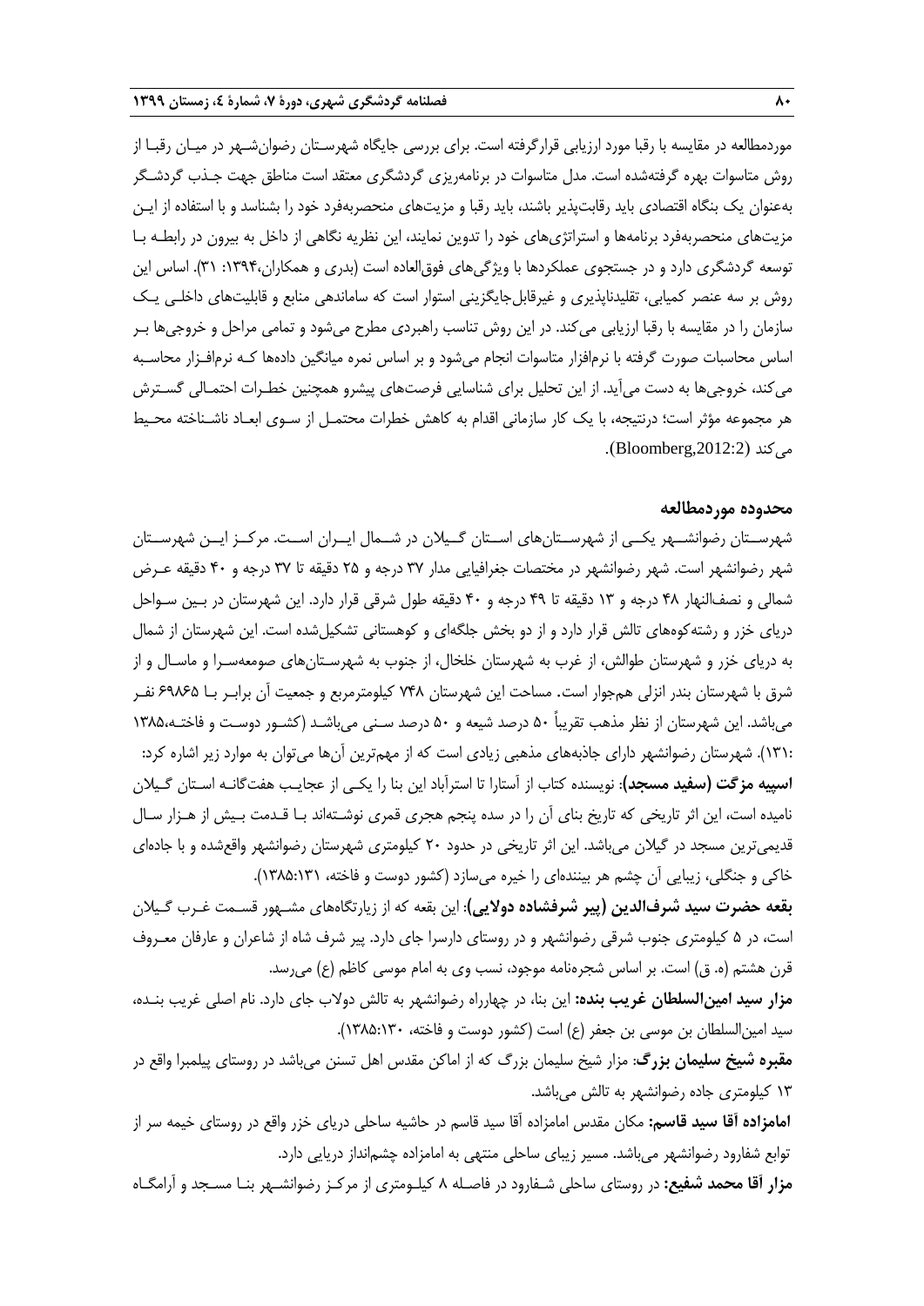موردمطالعه در مقایسه با رقبا مورد ارزیابی قرارگرفته است. برای بررسی جایگاه شهرستان رضوانشهر در میان رقبا از روش متاسوات بهره گرفته‌شده است. مدل متاسوات در برنامه‌ریزی گردشگری معتقد است مناطق جهت جذب گردشگر به‌عنوان یک بنگاه اقتصادی باید رقابت‌پذیر باشند، باید رقبا و مزیت‌های منحصربه‌فرد خود را بشناسد و با استفاده از این مزیت‌های منحصربه‌فرد برنامه‌ها و استراتژی‌های خود را تدوین نمایند، این نظریه نگاهی از داخل به بیرون در رابطه با توسعه گردشگری دارد و در جستجوی عملکردها با ویژگی‌های فوق‌العاده است (بدری و همکاران،۱۳۹۴: ۳۱). اساس این روش بر سه عنصر کمیابی، تقلیدناپذیری و غیرقابل‌جایگزینی استوار است که ساماندهی منابع و قابلیت‌های داخلی یک سازمان را در مقایسه با رقبا ارزیابی می‌کند. در این روش تناسب راهبردی مطرح می‌شود و تمامی مراحل و خروجی‌ها بر اساس محاسبات صورت گرفته با نرم‌افزار متاسوات انجام می‌شود و بر اساس نمره میانگین داده‌ها که نرم‌افزار محاسبه می‌کند، خروجی‌ها به دست می‌آید. از این تحلیل برای شناسایی فرصت‌های پیشرو همچنین خطرات احتمالی گسترش هر مجموعه مؤثر است؛ درنتیجه، با یک کار سازمانی اقدام به کاهش خطرات محتمل از سوی ابعاد ناشناخته محیط می‌کند (Bloomberg,2012:2).

## محدوده موردمطالعه

شهرستان رضوانشهر یکی از شهرستان‌های استان گیلان در شمال ایران است. مرکز این شهرستان شهر رضوانشهر است. شهر رضوانشهر در مختصات جغرافیایی مدار ۳۷ درجه و ۲۵ دقیقه تا ۳۷ درجه و ۴۰ دقیقه عرض شمالی و نصف‌النهار ۴۸ درجه و ۱۳ دقیقه تا ۴۹ درجه و ۴۰ دقیقه طول شرقی قرار دارد. این شهرستان در بین سواحل دریای خزر و رشته‌کوه‌های تالش قرار دارد و از دو بخش جلگه‌ای و کوهستانی تشکیل‌شده است. این شهرستان از شمال به دریای خزر و شهرستان طوالش، از غرب به شهرستان خلخال، از جنوب به شهرستان‌های صومعه‌سرا و ماسال و از شرق با شهرستان بندر انزلی هم‌جوار است. مساحت این شهرستان ۷۴۸ کیلومترمربع و جمعیت آن برابر با ۶۹۸۶۵ نفر می‌باشد. این شهرستان از نظر مذهب تقریباً ۵۰ درصد شیعه و ۵۰ درصد سنی می‌باشد (کشور دوست و فاخته،۱۳۸۵ :۱۳۱). شهرستان رضوانشهر دارای جاذبه‌های مذهبی زیادی است که از مهم‌ترین آن‌ها می‌توان به موارد زیر اشاره کرد:

**اسپیه مزگت (سفید مسجد)**: نویسنده کتاب از آستارا تا استرآباد این بنا را یکی از عجایب هفت‌گانه استان گیلان نامیده است، این اثر تاریخی که تاریخ بنای آن را در سده پنجم هجری قمری نوشته‌اند با قدمت بیش از هزار سال قدیمی‌ترین مسجد در گیلان می‌باشد. این اثر تاریخی در حدود ۲۰ کیلومتری شهرستان رضوانشهر واقع‌شده و با جاده‌ای خاکی و جنگلی، زیبایی آن چشم هر بیننده‌ای را خیره می‌سازد (کشور دوست و فاخته، ۱۳۸۵:۱۳۱).

**بقعه حضرت سید شرف‌الدین (پیر شرفشاده دولایی)**: این بقعه که از زیارتگاه‌های مشهور قسمت غرب گیلان است، در ۵ کیلومتری جنوب شرقی رضوانشهر و در روستای دارسرا جای دارد. پیر شرف شاه از شاعران و عارفان معروف قرن هشتم (ه. ق) است. بر اساس شجره‌نامه موجود، نسب وی به امام موسی کاظم (ع) می‌رسد.

**مزار سید امین‌السلطان غریب بنده:** این بنا، در چهارراه رضوانشهر به تالش دولاب جای دارد. نام اصلی غریب بنده، سید امین‌السلطان بن موسی بن جعفر (ع) است (کشور دوست و فاخته، ۱۳۸۵:۱۳۰).

**مقبره شیخ سلیمان بزرگ**: مزار شیخ سلیمان بزرگ که از اماکن مقدس اهل تسنن می‌باشد در روستای پیلمبرا واقع در ۱۳ کیلومتری جاده رضوانشهر به تالش می‌باشد.

**امامزاده آقا سید قاسم:** مکان مقدس امامزاده آقا سید قاسم در حاشیه ساحلی دریای خزر واقع در روستای خیمه سر از توابع شفارود رضوانشهر می‌باشد. مسیر زیبای ساحلی منتهی به امامزاده چشم‌انداز دریایی دارد.

**مزار آقا محمد شفیع:** در روستای ساحلی شفارود در فاصله ۸ کیلومتری از مرکز رضوانشهر بنا مسجد و آرامگاه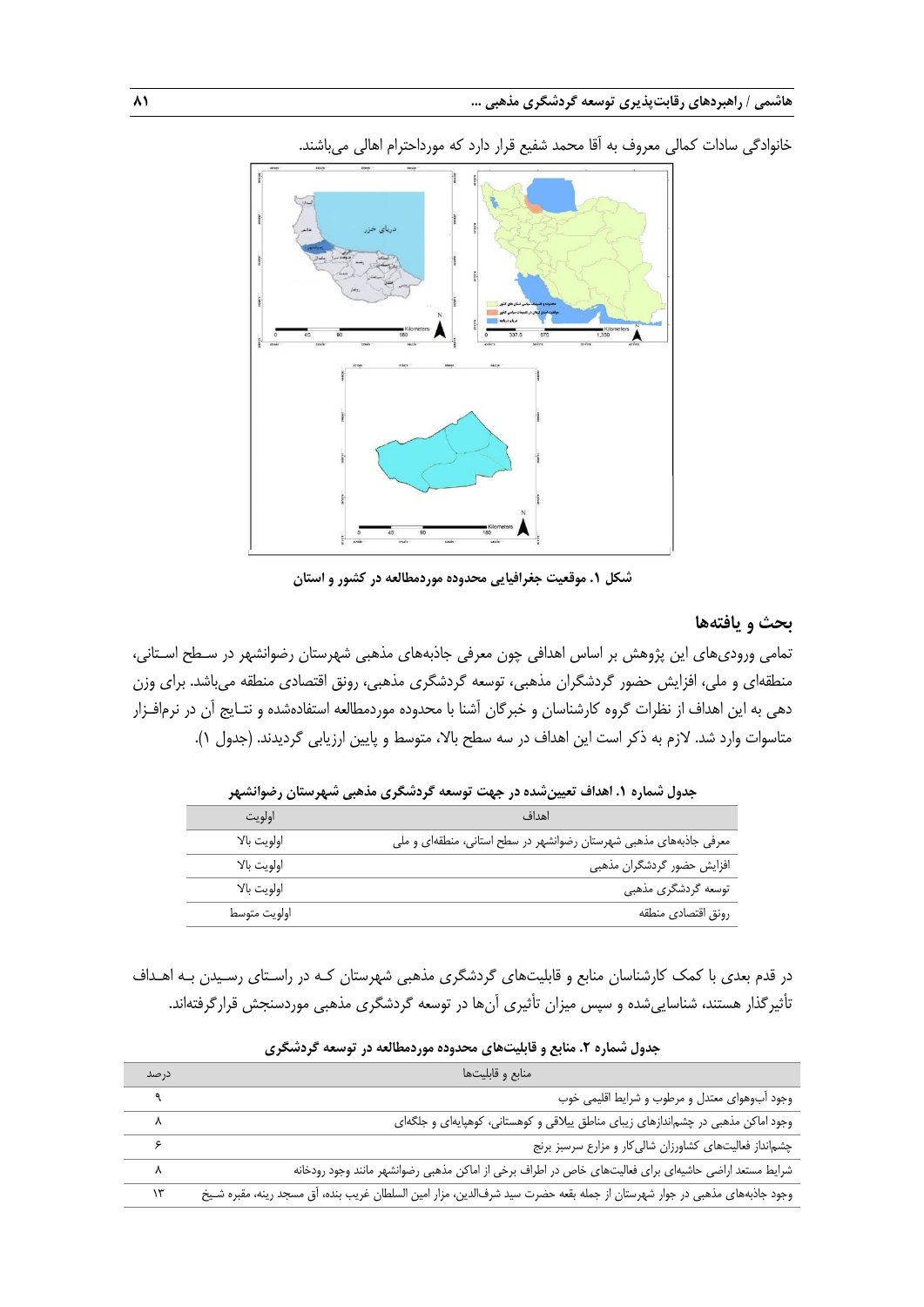خانوادگی سادات کمالی معروف به آقا محمد شفیع قرار دارد که مورداحترام اهالی می‌باشند.

**شکل ۱. موقعیت جغرافیایی محدوده موردمطالعه در کشور و استان**

## بحث و یافته‌ها

تمامی ورودی‌های این پژوهش بر اساس اهدافی چون معرفی جاذبه‌های مذهبی شهرستان رضوانشهر در سطح استانی، منطقه‌ای و ملی، افزایش حضور گردشگران مذهبی، توسعه گردشگری مذهبی، رونق اقتصادی منطقه می‌باشد. برای وزن دهی به این اهداف از نظرات گروه کارشناسان و خبرگان آشنا با محدوده موردمطالعه استفاده‌شده و نتایج آن در نرم‌افزار متاسوات وارد شد. لازم به ذکر است این اهداف در سه سطح بالا، متوسط و پایین ارزیابی گردیدند. (جدول ۱).

**جدول شماره ۱. اهداف تعیین‌شده در جهت توسعه گردشگری مذهبی شهرستان رضوانشهر**

| اهداف | اولویت |
|---|---|
| معرفی جاذبه‌های مذهبی شهرستان رضوانشهر در سطح استانی، منطقه‌ای و ملی | اولویت بالا |
| افزایش حضور گردشگران مذهبی | اولویت بالا |
| توسعه گردشگری مذهبی | اولویت بالا |
| رونق اقتصادی منطقه | اولویت متوسط |

در قدم بعدی با کمک کارشناسان منابع و قابلیت‌های گردشگری مذهبی شهرستان که در راستای رسیدن به اهداف تأثیرگذار هستند، شناسایی‌شده و سپس میزان تأثیری آن‌ها در توسعه گردشگری مذهبی موردسنجش قرارگرفته‌اند.

**جدول شماره ۲. منابع و قابلیت‌های محدوده موردمطالعه در توسعه گردشگری**

| منابع و قابلیت‌ها | درصد |
|---|---|
| وجود آب‌وهوای معتدل و مرطوب و شرایط اقلیمی خوب | ۹ |
| وجود اماکن مذهبی در چشم‌اندازهای زیبای مناطق ییلاقی و کوهستانی، کوهپایه‌ای و جلگه‌ای | ۸ |
| چشم‌انداز فعالیت‌های کشاورزان شالی‌کار و مزارع سرسبز برنج | ۶ |
| شرایط مستعد اراضی حاشیه‌ای برای فعالیت‌های خاص در اطراف برخی از اماکن مذهبی رضوانشهر مانند وجود رودخانه | ۸ |
| وجود جاذبه‌های مذهبی در جوار شهرستان از جمله بقعه حضرت سید شرف‌الدین، مزار امین السلطان غریب بنده، آق مسجد رینه، مقبره شیخ | ۱۳ |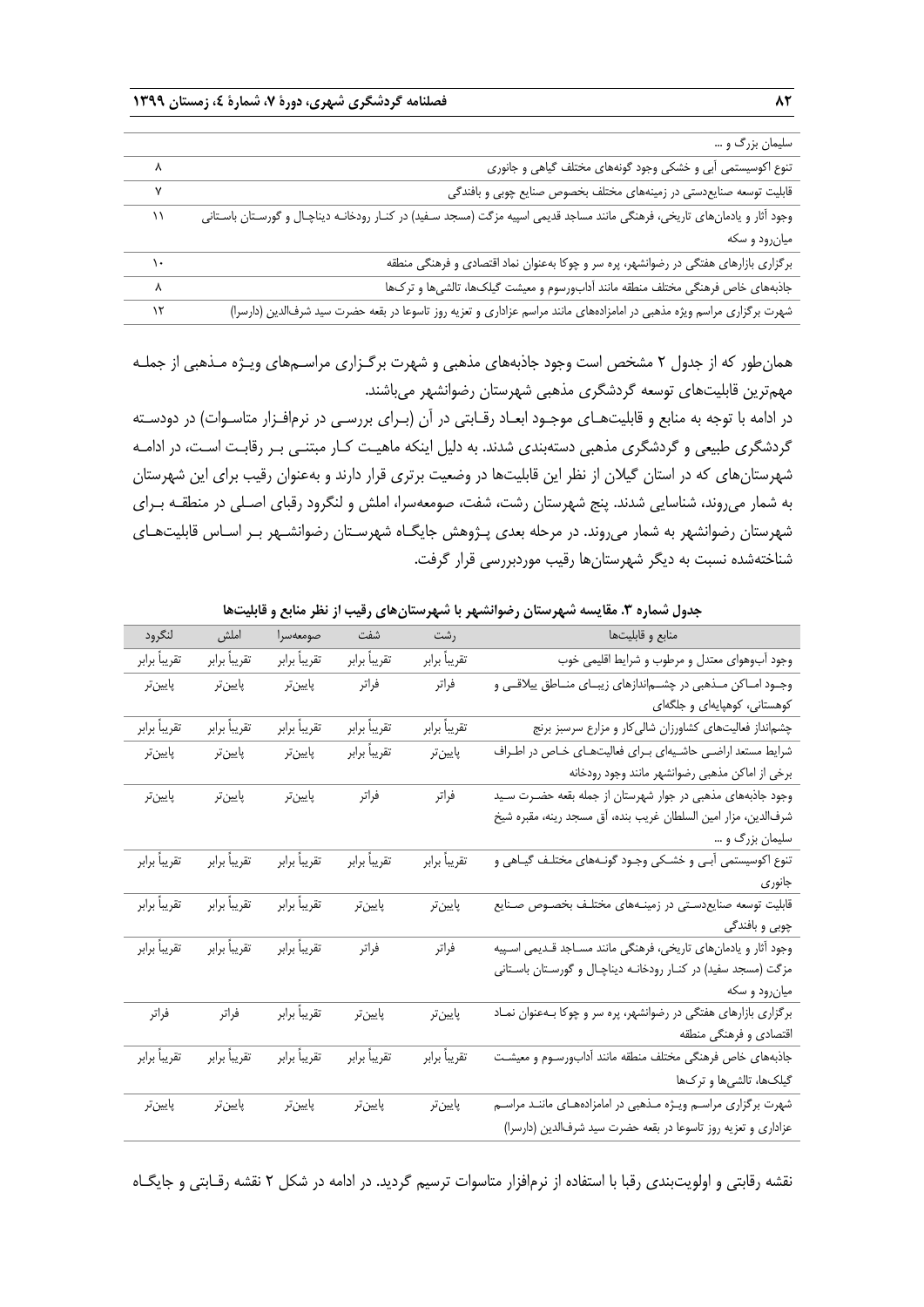| | |
|---|---|
| | سلیمان بزرگ و ... |
| ۸ | تنوع اکوسیستمی آبی و خشکی وجود گونه‌های مختلف گیاهی و جانوری |
| ۷ | قابلیت توسعه صنایع‌دستی در زمینه‌های مختلف بخصوص صنایع چوبی و بافندگی |
| ۱۱ | وجود آثار و یادمان‌های تاریخی، فرهنگی مانند مساجد قدیمی اسپیه مزگت (مسجد سفید) در کنار رودخانه دیناچال و گورستان باستانی میان‌رود و سکه |
| ۱۰ | برگزاری بازارهای هفتگی در رضوانشهر، پره سر و چوکا به‌عنوان نماد اقتصادی و فرهنگی منطقه |
| ۸ | جاذبه‌های خاص فرهنگی مختلف منطقه مانند آداب‌ورسوم و معیشت گیلک‌ها، تالشی‌ها و ترک‌ها |
| ۱۲ | شهرت برگزاری مراسم ویژه مذهبی در امامزاده‌های مانند مراسم عزاداری و تعزیه روز تاسوعا در بقعه حضرت سید شرف‌الدین (دارسرا) |

همان‌طور که از جدول ۲ مشخص است وجود جاذبه‌های مذهبی و شهرت برگزاری مراسم‌های ویژه مذهبی از جمله مهم‌ترین قابلیت‌های توسعه گردشگری مذهبی شهرستان رضوانشهر می‌باشند.

در ادامه با توجه به منابع و قابلیت‌های موجود ابعاد رقابتی در آن (برای بررسی در نرم‌افزار متاسوات) در دودسته گردشگری طبیعی و گردشگری مذهبی دسته‌بندی شدند. به دلیل اینکه ماهیت کار مبتنی بر رقابت است، در ادامه شهرستان‌های که در استان گیلان از نظر این قابلیت‌ها در وضعیت برتری قرار دارند و به‌عنوان رقیب برای این شهرستان به شمار می‌روند، شناسایی شدند. پنج شهرستان رشت، شفت، صومعه‌سرا، املش و لنگرود رقبای اصلی در منطقه برای شهرستان رضوانشهر به شمار می‌روند. در مرحله بعدی پژوهش جایگاه شهرستان رضوانشهر بر اساس قابلیت‌های شناخته‌شده نسبت به دیگر شهرستان‌ها رقیب موردبررسی قرار گرفت.

**جدول شماره ۳. مقایسه شهرستان رضوانشهر با شهرستان‌های رقیب از نظر منابع و قابلیت‌ها**

| منابع و قابلیت‌ها | رشت | شفت | صومعه‌سرا | املش | لنگرود |
|---|---|---|---|---|---|
| وجود آب‌وهوای معتدل و مرطوب و شرایط اقلیمی خوب | تقریباً برابر | تقریباً برابر | تقریباً برابر | تقریباً برابر | تقریباً برابر |
| وجود اماکن مذهبی در چشم‌اندازهای زیبای مناطق ییلاقی و کوهستانی، کوهپایه‌ای و جلگه‌ای | فراتر | فراتر | پایین‌تر | پایین‌تر | پایین‌تر |
| چشم‌انداز فعالیت‌های کشاورزان شالی‌کار و مزارع سرسبز برنج | تقریباً برابر | تقریباً برابر | تقریباً برابر | تقریباً برابر | تقریباً برابر |
| شرایط مستعد اراضی حاشیه‌ای برای فعالیت‌های خاص در اطراف برخی از اماکن مذهبی رضوانشهر مانند وجود رودخانه | پایین‌تر | تقریباً برابر | پایین‌تر | پایین‌تر | پایین‌تر |
| وجود جاذبه‌های مذهبی در جوار شهرستان از جمله بقعه حضرت سید شرف‌الدین، مزار امین السلطان غریب بنده، آق مسجد رینه، مقبره شیخ سلیمان بزرگ و ... | فراتر | فراتر | پایین‌تر | پایین‌تر | پایین‌تر |
| تنوع اکوسیستمی آبی و خشکی وجود گونه‌های مختلف گیاهی و جانوری | تقریباً برابر | تقریباً برابر | تقریباً برابر | تقریباً برابر | تقریباً برابر |
| قابلیت توسعه صنایع‌دستی در زمینه‌های مختلف بخصوص صنایع چوبی و بافندگی | پایین‌تر | پایین‌تر | تقریباً برابر | تقریباً برابر | تقریباً برابر |
| وجود آثار و یادمان‌های تاریخی، فرهنگی مانند مساجد قدیمی اسپیه مزگت (مسجد سفید) در کنار رودخانه دیناچال و گورستان باستانی میان‌رود و سکه | فراتر | فراتر | تقریباً برابر | تقریباً برابر | تقریباً برابر |
| برگزاری بازارهای هفتگی در رضوانشهر، پره سر و چوکا به‌عنوان نماد اقتصادی و فرهنگی منطقه | پایین‌تر | پایین‌تر | تقریباً برابر | فراتر | فراتر |
| جاذبه‌های خاص فرهنگی مختلف منطقه مانند آداب‌ورسوم و معیشت گیلک‌ها، تالشی‌ها و ترک‌ها | تقریباً برابر | تقریباً برابر | تقریباً برابر | تقریباً برابر | تقریباً برابر |
| شهرت برگزاری مراسم ویژه مذهبی در امامزاده‌های مانند مراسم عزاداری و تعزیه روز تاسوعا در بقعه حضرت سید شرف‌الدین (دارسرا) | پایین‌تر | پایین‌تر | پایین‌تر | پایین‌تر | پایین‌تر |

نقشه رقابتی و اولویت‌بندی رقبا با استفاده از نرم‌افزار متاسوات ترسیم گردید. در ادامه در شکل ۲ نقشه رقابتی و جایگاه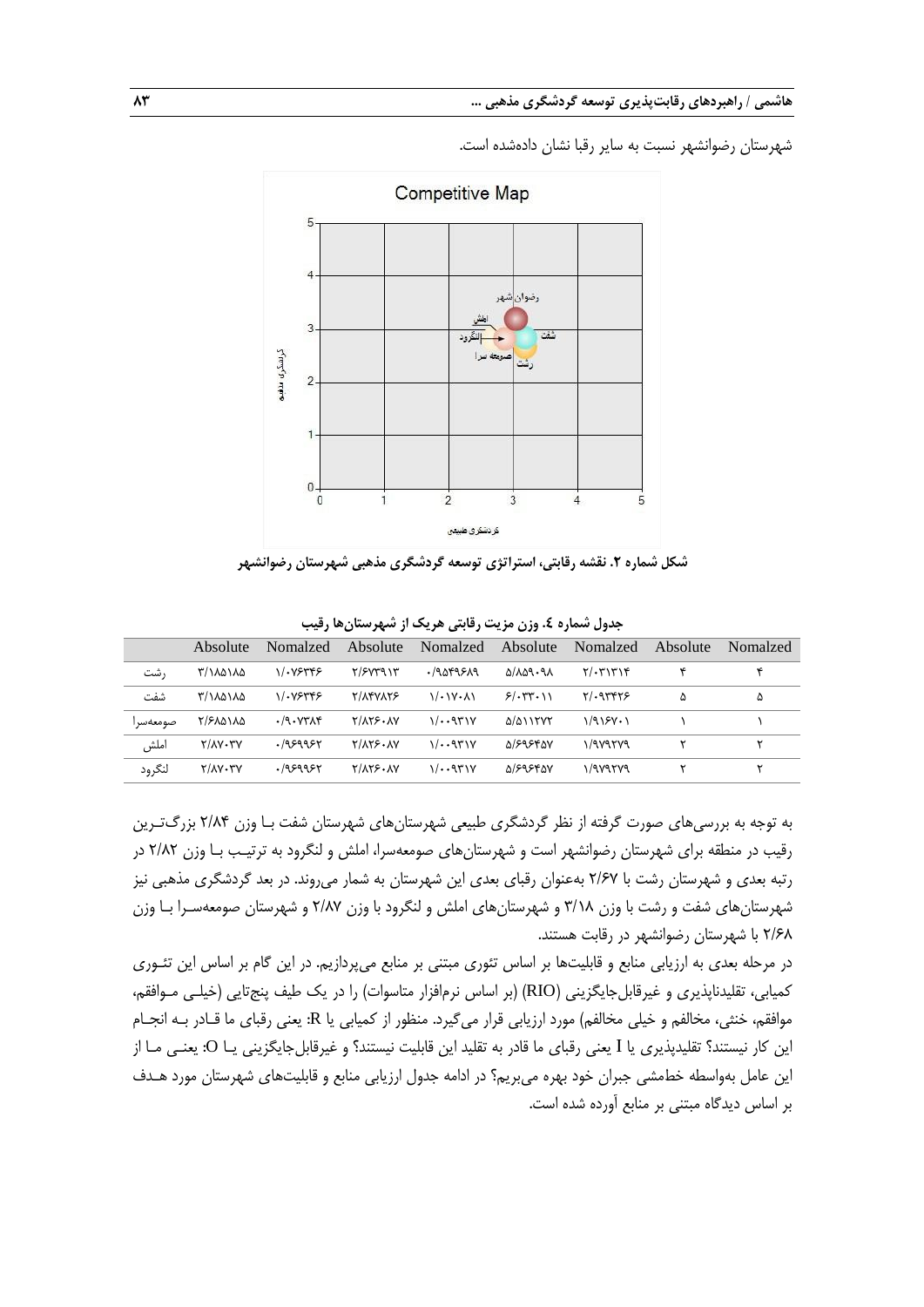شهرستان رضوانشهر نسبت به سایر رقبا نشان داده‌شده است.

**شکل شماره ۲. نقشه رقابتی، استراتژی توسعه گردشگری مذهبی شهرستان رضوانشهر**

**جدول شماره ٤. وزن مزیت رقابتی هریک از شهرستان‌ها رقیب**

| | Absolute | Nomalzed | Absolute | Nomalzed | Absolute | Nomalzed | Absolute | Nomalzed |
|---|---|---|---|---|---|---|---|---|
| رشت | ۳/۱۸۵۱۸۵ | ۱/۰۷۶۳۴۶ | ۲/۶۷۳۹۱۳ | ۰/۹۵۴۹۶۸۹ | ۵/۸۵۹۰۹۸ | ۲/۰۳۱۳۱۴ | ۴ | ۴ |
| شفت | ۳/۱۸۵۱۸۵ | ۱/۰۷۶۳۴۶ | ۲/۸۴۷۸۲۶ | ۱/۰۱۷۰۸۱ | ۶/۰۳۳۰۱۱ | ۲/۰۹۳۴۲۶ | ۵ | ۵ |
| صومعه‌سرا | ۲/۶۸۵۱۸۵ | ۰/۹۰۷۳۸۴ | ۲/۸۲۶۰۸۷ | ۱/۰۰۹۳۱۷ | ۵/۵۱۱۲۷۲ | ۱/۹۱۶۷۰۱ | ۱ | ۱ |
| املش | ۲/۸۷۰۳۷ | ۰/۹۶۹۹۶۲ | ۲/۸۲۶۰۸۷ | ۱/۰۰۹۳۱۷ | ۵/۶۹۶۴۵۷ | ۱/۹۷۹۲۷۹ | ۲ | ۲ |
| لنگرود | ۲/۸۷۰۳۷ | ۰/۹۶۹۹۶۲ | ۲/۸۲۶۰۸۷ | ۱/۰۰۹۳۱۷ | ۵/۶۹۶۴۵۷ | ۱/۹۷۹۲۷۹ | ۲ | ۲ |

به توجه به بررسی‌های صورت گرفته از نظر گردشگری طبیعی شهرستان‌های شهرستان شفت با وزن ۲/۸۴ بزرگ‌ترین رقیب در منطقه برای شهرستان رضوانشهر است و شهرستان‌های صومعه‌سرا، املش و لنگرود به ترتیب با وزن ۲/۸۲ در رتبه بعدی و شهرستان رشت با ۲/۶۷ به‌عنوان رقبای بعدی این شهرستان به شمار می‌روند. در بعد گردشگری مذهبی نیز شهرستان‌های شفت و رشت با وزن ۳/۱۸ و شهرستان‌های املش و لنگرود با وزن ۲/۸۷ و شهرستان صومعه‌سرا با وزن ۲/۶۸ با شهرستان رضوانشهر در رقابت هستند.

در مرحله بعدی به ارزیابی منابع و قابلیت‌ها بر اساس تئوری مبتنی بر منابع می‌پردازیم. در این گام بر اساس این تئوری کمیابی، تقلیدناپذیری و غیرقابل‌جایگزینی (RIO) (بر اساس نرم‌افزار متاسوات) را در یک طیف پنج‌تایی (خیلی موافقم، موافقم، خنثی، مخالفم و خیلی مخالفم) مورد ارزیابی قرار می‌گیرد. منظور از کمیابی یا R: یعنی رقبای ما قادر به انجام این کار نیستند؟ تقلیدپذیری یا I یعنی رقبای ما قادر به تقلید این قابلیت نیستند؟ و غیرقابل‌جایگزینی یا O: یعنی ما از این عامل به‌واسطه خط‌مشی جبران خود بهره می‌بریم؟ در ادامه جدول ارزیابی منابع و قابلیت‌های شهرستان مورد هدف بر اساس دیدگاه مبتنی بر منابع آورده شده است.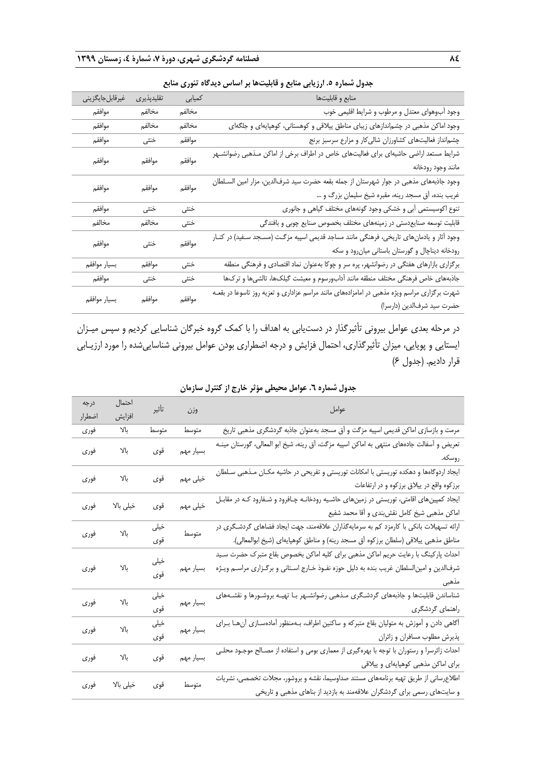**جدول شماره ۵. ارزیابی منابع و قابلیت‌ها بر اساس دیدگاه تئوری منابع**

| منابع و قابلیت‌ها | کمیابی | تقلیدپذیری | غیرقابل‌جایگزینی |
| --- | --- | --- | --- |
| وجود آب‌وهوای معتدل و مرطوب و شرایط اقلیمی خوب | مخالفم | مخالفم | موافقم |
| وجود اماکن مذهبی در چشم‌اندازهای زیبای مناطق ییلاقی و کوهستانی، کوهپایه‌ای و جلگه‌ای | مخالفم | مخالفم | موافقم |
| چشم‌انداز فعالیت‌های کشاورزان شالی‌کار و مزارع سرسبز برنج | موافقم | خنثی | موافقم |
| شرایط مستعد اراضی حاشیه‌ای برای فعالیت‌های خاص در اطراف برخی از اماکن مذهبی رضوانشهر مانند وجود رودخانه | موافقم | موافقم | موافقم |
| وجود جاذبه‌های مذهبی در جوار شهرستان از جمله بقعه حضرت سید شرف‌الدین، مزار امین السلطان غریب بنده، آق مسجد رینه، مقبره شیخ سلیمان بزرگ و ... | موافقم | موافقم | موافقم |
| تنوع اکوسیستمی آبی و خشکی وجود گونه‌های مختلف گیاهی و جانوری | خنثی | خنثی | موافقم |
| قابلیت توسعه صنایع‌دستی در زمینه‌های مختلف بخصوص صنایع چوبی و بافندگی | خنثی | مخالفم | مخالفم |
| وجود آثار و یادمان‌های تاریخی، فرهنگی مانند مساجد قدیمی اسپیه مزگت (مسجد سفید) در کنار رودخانه دیناچال و گورستان باستانی میان‌رود و سکه | موافقم | خنثی | موافقم |
| برگزاری بازارهای هفتگی در رضوانشهر، پره سر و چوکا به‌عنوان نماد اقتصادی و فرهنگی منطقه | خنثی | موافقم | بسیار موافقم |
| جاذبه‌های خاص فرهنگی مختلف منطقه مانند آداب‌ورسوم و معیشت گیلک‌ها، تالشی‌ها و ترک‌ها | خنثی | خنثی | موافقم |
| شهرت برگزاری مراسم ویژه مذهبی در امامزاده‌های مانند مراسم عزاداری و تعزیه روز تاسوعا در بقعه حضرت سید شرف‌الدین (دارسرا) | موافقم | موافقم | بسیار موافقم |

در مرحله بعدی عوامل بیرونی تأثیرگذار در دست‌یابی به اهداف را با کمک گروه خبرگان شناسایی کردیم و سپس میزان ایستایی و پویایی، میزان تأثیرگذاری، احتمال فزایش و درجه اضطراری بودن عوامل بیرونی شناسایی‌شده را مورد ارزیابی قرار دادیم. (جدول ۶)

**جدول شماره ٦. عوامل محیطی مؤثر خارج از کنترل سازمان**

| عوامل | وزن | تأثیر | احتمال افزایش | درجه اضطرار |
| --- | --- | --- | --- | --- |
| مرمت و بازسازی اماکن قدیمی اسپیه مزگت و آق مسجد به‌عنوان جاذبه گردشگری مذهبی تاریخ | متوسط | متوسط | بالا | فوری |
| تعریض و آسفالت جاده‌های منتهی به اماکن اسپیه مزگت، آق رینه، شیخ ابو المعالی، گورستان مینه روسکه. | بسیار مهم | قوی | بالا | فوری |
| ایجاد اردوگاه‌ها و دهکده توریستی با امکانات توریستی و تفریحی در حاشیه مکان مذهبی سلطان برزکوه واقع در ییلاق برزکوه و در ارتفاعات | خیلی مهم | قوی | بالا | فوری |
| ایجاد کمپین‌های اقامتی، توریستی در زمین‌های حاشیه رودخانه چافرود و شفارود که در مقابل اماکن مذهبی شیخ کامل نقش‌بندی و آقا محمد شفیع | خیلی مهم | قوی | خیلی بالا | فوری |
| ارائه تسهیلات بانکی با کارمزد کم به سرمایه‌گذاران علاقه‌مند، جهت ایجاد فضاهای گردشگری در مناطق مذهبی ییلاقی (سلطان برزکوه آق مسجد رینه) و مناطق کوهپایه‌ای (شیخ ابوالمعالی). | متوسط | خیلی قوی | بالا | فوری |
| احداث پارکینگ با رعایت حریم اماکن مذهبی برای کلیه اماکن بخصوص بقاع متبرک حضرت سید شرف‌الدین و امین‌السلطان غریب بنده به دلیل حوزه نفوذ خارج استانی و برگزاری مراسم ویژه مذهبی | بسیار مهم | خیلی قوی | بالا | فوری |
| شناساندن قابلیت‌ها و جاذبه‌های گردشگری مذهبی رضوانشهر با تهیه بروشورها و نقشه‌های راهنمای گردشگری | بسیار مهم | خیلی قوی | بالا | فوری |
| آگاهی دادن و آموزش به متولیان بقاع متبرکه و ساکنین اطراف، به‌منظور آماده‌سازی آن‌ها برای پذیرش مطلوب مسافران و زائران | بسیار مهم | خیلی قوی | بالا | فوری |
| احداث زائرسرا و رستوران با توجه با بهره‌گیری از معماری بومی و استفاده از مصالح موجود محلی برای اماکن مذهبی کوهپایه‌ای و ییلاقی | بسیار مهم | قوی | بالا | فوری |
| اطلاع‌رسانی از طریق تهیه برنامه‌های مستند صداوسیما، نقشه و بروشور، مجلات تخصصی، نشریات و سایت‌های رسمی برای گردشگران علاقه‌مند به بازدید از بناهای مذهبی و تاریخی | متوسط | قوی | خیلی بالا | فوری |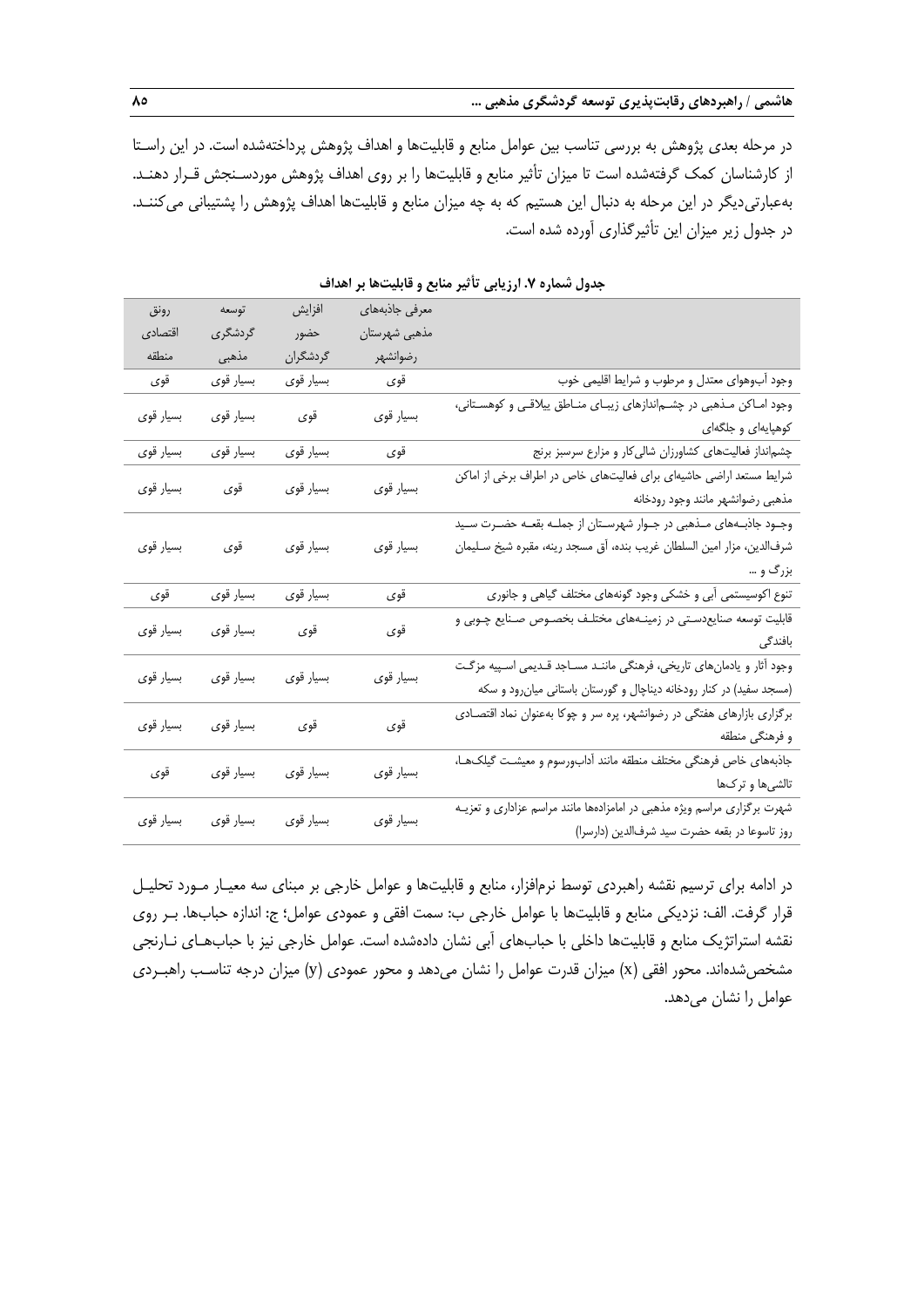در مرحله بعدی پژوهش به بررسی تناسب بین عوامل منابع و قابلیت‌ها و اهداف پژوهش پرداخته‌شده است. در این راستا از کارشناسان کمک گرفته‌شده است تا میزان تأثیر منابع و قابلیت‌ها را بر روی اهداف پژوهش موردسنجش قرار دهند. به‌عبارتی‌دیگر در این مرحله به دنبال این هستیم که به چه میزان منابع و قابلیت‌ها اهداف پژوهش را پشتیبانی می‌کنند. در جدول زیر میزان این تأثیرگذاری آورده شده است.

**جدول شماره ۷. ارزیابی تأثیر منابع و قابلیت‌ها بر اهداف**

| | معرفی جاذبه‌های مذهبی شهرستان رضوانشهر | افزایش حضور گردشگران | توسعه گردشگری مذهبی | رونق اقتصادی منطقه |
|---|---|---|---|---|
| وجود آب‌وهوای معتدل و مرطوب و شرایط اقلیمی خوب | قوی | بسیار قوی | بسیار قوی | قوی |
| وجود اماکن مذهبی در چشم‌اندازهای زیبای مناطق ییلاقی و کوهستانی، کوهپایه‌ای و جلگه‌ای | بسیار قوی | قوی | بسیار قوی | بسیار قوی |
| چشم‌انداز فعالیت‌های کشاورزان شالی‌کار و مزارع سرسبز برنج | قوی | بسیار قوی | بسیار قوی | بسیار قوی |
| شرایط مستعد اراضی حاشیه‌ای برای فعالیت‌های خاص در اطراف برخی از اماکن مذهبی رضوانشهر مانند وجود رودخانه | بسیار قوی | بسیار قوی | قوی | بسیار قوی |
| وجود جاذبه‌های مذهبی در جوار شهرستان از جمله بقعه حضرت سید شرف‌الدین، مزار امین السلطان غریب بنده، آق مسجد رینه، مقبره شیخ سلیمان بزرگ و ... | بسیار قوی | بسیار قوی | قوی | بسیار قوی |
| تنوع اکوسیستمی آبی و خشکی وجود گونه‌های مختلف گیاهی و جانوری | قوی | بسیار قوی | بسیار قوی | قوی |
| قابلیت توسعه صنایع‌دستی در زمینه‌های مختلف بخصوص صنایع چوبی و بافندگی | قوی | قوی | بسیار قوی | بسیار قوی |
| وجود آثار و یادمان‌های تاریخی، فرهنگی مانند مساجد قدیمی اسپیه مزگت (مسجد سفید) در کنار رودخانه دیناچال و گورستان باستانی میان‌رود و سکه | بسیار قوی | بسیار قوی | بسیار قوی | بسیار قوی |
| برگزاری بازارهای هفتگی در رضوانشهر، پره سر و چوکا به‌عنوان نماد اقتصادی و فرهنگی منطقه | قوی | قوی | بسیار قوی | بسیار قوی |
| جاذبه‌های خاص فرهنگی مختلف منطقه مانند آداب‌ورسوم و معیشت گیلک‌ها، تالشی‌ها و ترک‌ها | بسیار قوی | بسیار قوی | بسیار قوی | قوی |
| شهرت برگزاری مراسم ویژه مذهبی در امامزاده‌ها مانند مراسم عزاداری و تعزیه روز تاسوعا در بقعه حضرت سید شرف‌الدین (دارسرا) | بسیار قوی | بسیار قوی | بسیار قوی | بسیار قوی |

در ادامه برای ترسیم نقشه راهبردی توسط نرم‌افزار، منابع و قابلیت‌ها و عوامل خارجی بر مبنای سه معیار مورد تحلیل قرار گرفت. الف: نزدیکی منابع و قابلیت‌ها با عوامل خارجی ب: سمت افقی و عمودی عوامل؛ ج: اندازه حباب‌ها. بر روی نقشه استراتژیک منابع و قابلیت‌ها داخلی با حباب‌های آبی نشان داده‌شده است. عوامل خارجی نیز با حباب‌های نارنجی مشخص‌شده‌اند. محور افقی (x) میزان قدرت عوامل را نشان می‌دهد و محور عمودی (y) میزان درجه تناسب راهبردی عوامل را نشان می‌دهد.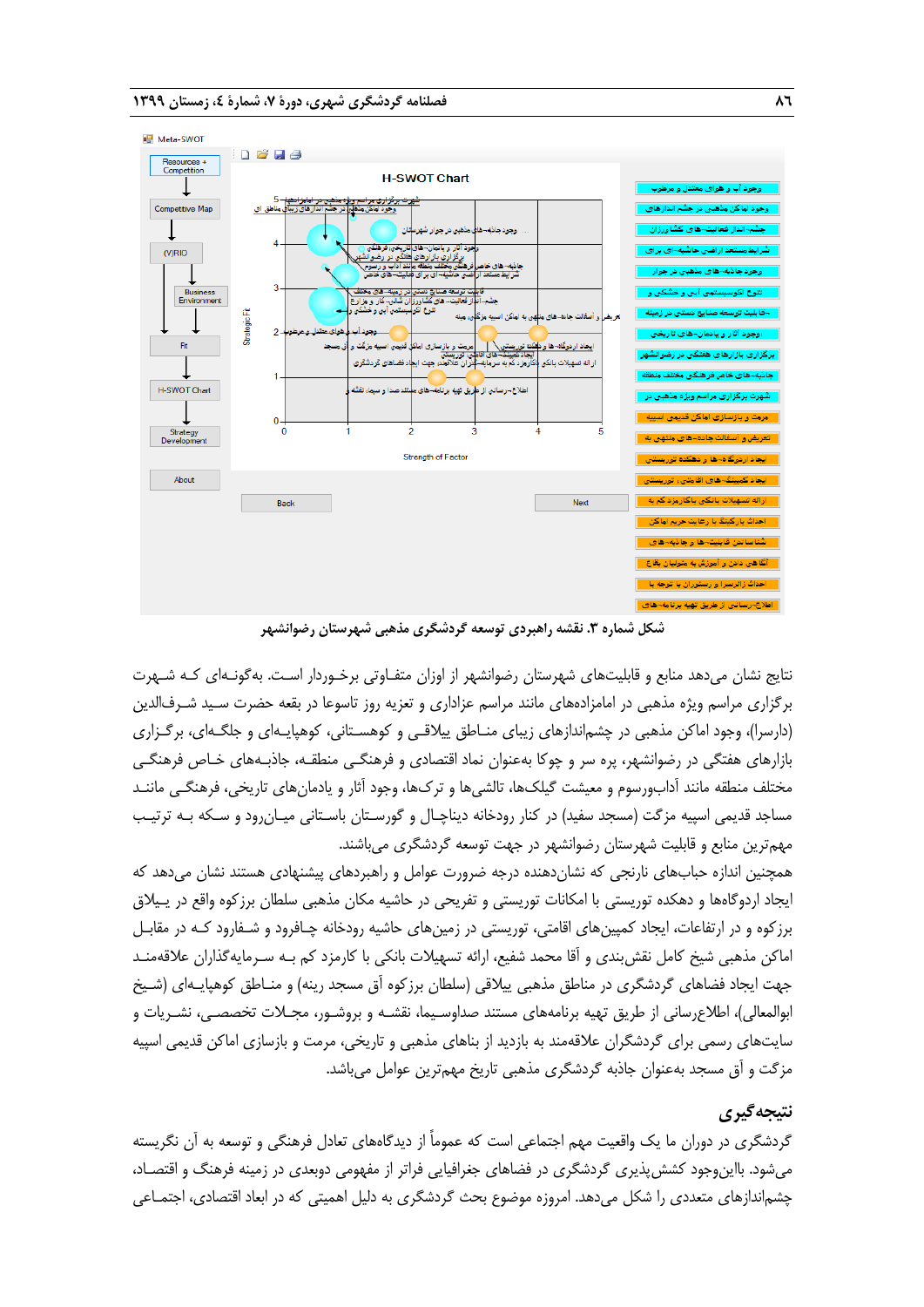شکل شماره ۳. نقشه راهبردی توسعه گردشگری مذهبی شهرستان رضوانشهر

نتایج نشان می‌دهد منابع و قابلیت‌های شهرستان رضوانشهر از اوزان متفاوتی برخوردار است. به‌گونه‌ای که شهرت برگزاری مراسم ویژه مذهبی در امامزاده‌های مانند مراسم عزاداری و تعزیه روز تاسوعا در بقعه حضرت سید شرف‌الدین (دارسرا)، وجود اماکن مذهبی در چشم‌اندازهای زیبای مناطق ییلاقی و کوهستانی، کوهپایه‌ای و جلگه‌ای، برگزاری بازارهای هفتگی در رضوانشهر، پره سر و چوکا به‌عنوان نماد اقتصادی و فرهنگی منطقه، جاذبه‌های خاص فرهنگی مختلف منطقه مانند آداب‌ورسوم و معیشت گیلک‌ها، تالشی‌ها و ترک‌ها، وجود آثار و یادمان‌های تاریخی، فرهنگی مانند مساجد قدیمی اسپیا مزگت (مسجد سفید) در کنار رودخانه دیناچال و گورستان باستانی میان‌رون و سکه به ترتیب مهم‌ترین منابع و قابلیت شهرستان رضوانشهر در جهت توسعه گردشگری می‌باشند.

همچنین اندازه حباب‌های نارنجی که نشان‌دهنده درجه ضرورت عوامل و راهبردهای پیشنهادی هستند نشان می‌دهد که ایجاد اردوگاه‌ها و دهکده توریستی با امکانات توریستی و تفریحی در حاشیه مکان مذهبی سلطان برزکوه واقع در ییلاق برزکوه و در ارتفاعات، ایجاد کمپینگ‌های اقامتی، توریستی در زمین‌های حاشیه رودخانه چافرود و شفارود که در مقابل اماکن مذهبی شیخ کامل نقش‌بندی و آقا محمد شفیع، ارائه تسهیلات بانکی با کارمزد کم به سرمایه‌گذاران علاقه‌مند جهت ایجاد فضاهای گردشگری در مناطق مذهبی ییلاقی (سلطان برزکوه آق مسجد رینه) و مناطق کوهپایه‌ای (شیخ ابوالمعالی)، اطلاع‌رسانی از طریق تهیه برنامه‌های مستند صداوسیما، نقشه و بروشور، مجلات تخصصی، نشریات و سایت‌های رسمی برای گردشگران علاقه‌مند به بازدید از بناهای مذهبی و تاریخی، مرمت و بازسازی اماکن قدیمی اسپیا مزگت و آق مسجد به‌عنوان جاذبه گردشگری مذهبی تاریخ مهم‌ترین عوامل می‌باشد.

## نتیجه‌گیری

گردشگری در دوران ما یک واقعیت مهم اجتماعی است که عموماً از دیدگاه‌های تعادل فرهنگی و توسعه به آن نگریسته می‌شود. بااین‌وجود کشش‌پذیری گردشگری در فضاهای جغرافیایی فراتر از مفهومی دوبعدی در زمینه فرهنگ و اقتصاد، چشم‌اندازهای متعددی را شکل می‌دهد. امروزه موضوع بحث گردشگری به دلیل اهمیتی که در ابعاد اقتصادی، اجتماعی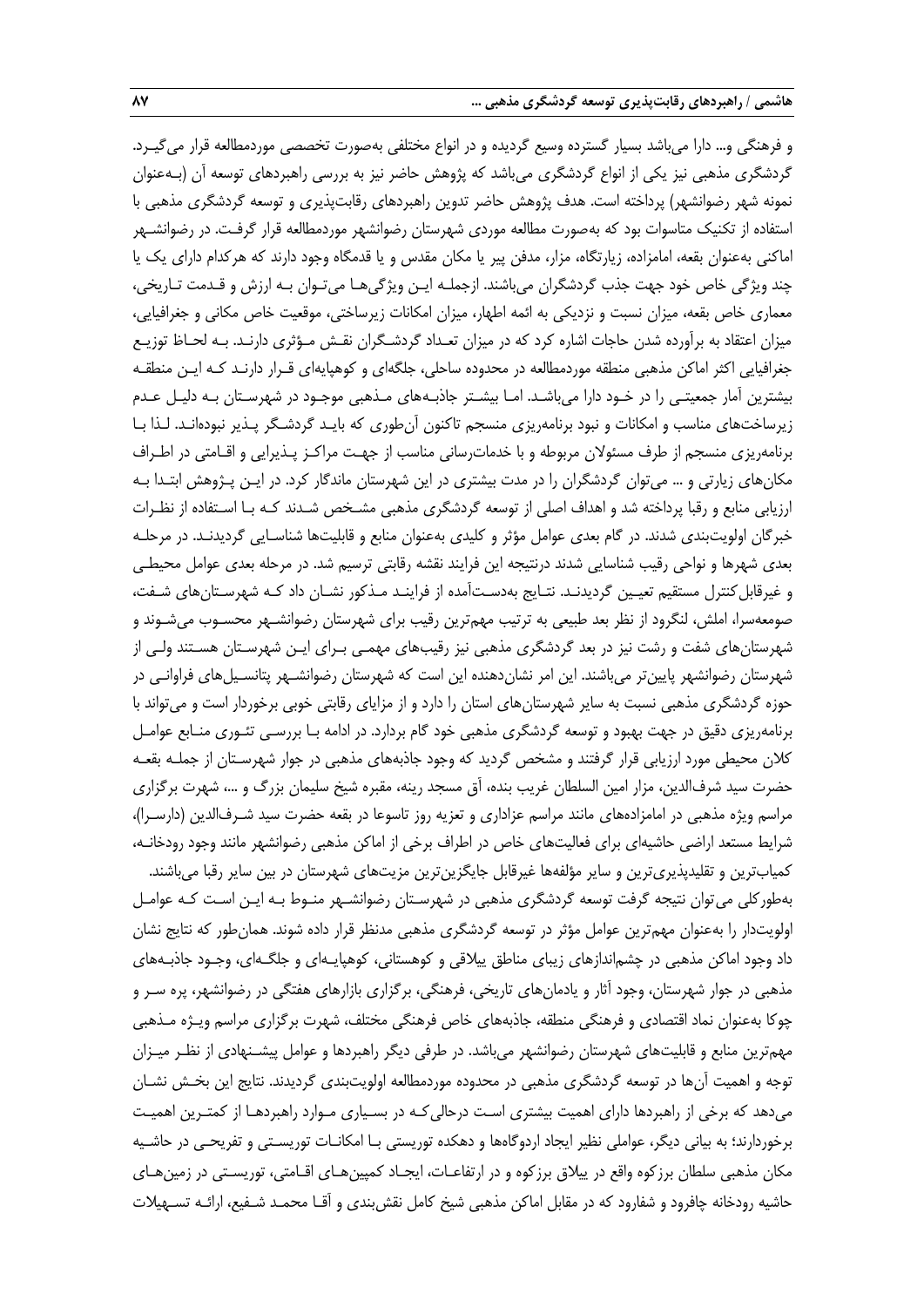و فرهنگی و... دارا می‌باشد بسیار گسترده وسیع گردیده و در انواع مختلفی به‌صورت تخصصی موردمطالعه قرار می‌گیرد. گردشگری مذهبی نیز یکی از انواع گردشگری می‌باشد که پژوهش حاضر نیز به بررسی راهبردهای توسعه آن (به‌عنوان نمونه شهر رضوانشهر) پرداخته است. هدف پژوهش حاضر تدوین راهبردهای رقابت‌پذیری و توسعه گردشگری مذهبی با استفاده از تکنیک متاسوات بود که به‌صورت مطالعه موردی شهرستان رضوانشهر موردمطالعه قرار گرفت. در رضوانشهر اماکنی به‌عنوان بقعه، امامزاده، زیارتگاه، مزار، مدفن پیر یا مکان مقدس و یا قدمگاه وجود دارند که هرکدام دارای یک یا چند ویژگی خاص خود جهت جذب گردشگران می‌باشند. ازجمله این ویژگی‌ها می‌توان به ارزش و قدمت تاریخی، معماری خاص بقعه، میزان نسبت و نزدیکی به ائمه اطهار، میزان امکانات زیرساختی، موقعیت خاص مکانی و جغرافیایی، میزان اعتقاد به برآورده شدن حاجات اشاره کرد که در میزان تعداد گردشگران نقش مؤثری دارند. به لحاظ توزیع جغرافیایی اکثر اماکن مذهبی منطقه موردمطالعه در محدوده ساحلی، جلگه‌ای و کوهپایه‌ای قرار دارند که این منطقه بیشترین آمار جمعیتی را در خود دارا می‌باشد. اما بیشتر جاذبه‌های مذهبی موجود در شهرستان به دلیل عدم زیرساخت‌های مناسب و امکانات و نبود برنامه‌ریزی منسجم تاکنون آن‌طوری که باید گردشگر پذیر نبوده‌اند. لذا با برنامه‌ریزی منسجم از طرف مسئولان مربوطه و با خدمات‌رسانی مناسب از جهت مراکز پذیرایی و اقامتی در اطراف مکان‌های زیارتی و ... می‌توان گردشگران را در مدت بیشتری در این شهرستان ماندگار کرد. در این پژوهش ابتدا به ارزیابی منابع و رقبا پرداخته شد و اهداف اصلی از توسعه گردشگری مذهبی مشخص شدند که با استفاده از نظرات خبرگان اولویت‌بندی شدند. در گام بعدی عوامل مؤثر و کلیدی به‌عنوان منابع و قابلیت‌ها شناسایی گردیدند. در مرحله بعدی شهرها و نواحی رقیب شناسایی شدند درنتیجه این فرایند نقشه رقابتی ترسیم شد. در مرحله بعدی عوامل محیطی و غیرقابل‌کنترل مستقیم تعیین گردیدند. نتایج به‌دست‌آمده از فرایند مذکور نشان داد که شهرستان‌های شفت، صومعه‌سرا، املش، لنگرود از نظر بعد طبیعی به ترتیب مهم‌ترین رقیب برای شهرستان رضوانشهر محسوب می‌شوند و شهرستان‌های شفت و رشت نیز در بعد گردشگری مذهبی نیز رقیب‌های مهمی برای این شهرستان هستند ولی از شهرستان رضوانشهر پایین‌تر می‌باشند. این امر نشان‌دهنده این است که شهرستان رضوانشهر پتانسیل‌های فراوانی در حوزه گردشگری مذهبی نسبت به سایر شهرستان‌های استان را دارد و از مزایای رقابتی خوبی برخوردار است و می‌تواند با برنامه‌ریزی دقیق در جهت بهبود و توسعه گردشگری مذهبی خود گام بردارد. در ادامه با بررسی تئوری منابع عوامل کلان محیطی مورد ارزیابی قرار گرفتند و مشخص گردید که وجود جاذبه‌های مذهبی در جوار شهرستان از جمله بقعه حضرت سید شرف‌الدین، مزار امین السلطان غریب بنده، آق مسجد رینه، مقبره شیخ سلیمان بزرگ و ...، شهرت برگزاری مراسم ویژه مذهبی در امامزاده‌های مانند مراسم عزاداری و تعزیه روز تاسوعا در بقعه حضرت سید شرف‌الدین (دارسرا)، شرایط مستعد اراضی حاشیه‌ای برای فعالیت‌های خاص در اطراف برخی از اماکن مذهبی رضوانشهر مانند وجود رودخانه، کمیاب‌ترین و تقلیدپذیری‌ترین و سایر مؤلفه‌ها غیرقابل جایگزین‌ترین مزیت‌های شهرستان در بین سایر رقبا می‌باشند.

به‌طورکلی می‌توان نتیجه گرفت توسعه گردشگری مذهبی در شهرستان رضوانشهر منوط به این است که عوامل اولویت‌دار را به‌عنوان مهم‌ترین عوامل مؤثر در توسعه گردشگری مذهبی مدنظر قرار داده شوند. همان‌طور که نتایج نشان داد وجود اماکن مذهبی در چشم‌اندازهای زیبای مناطق ییلاقی و کوهستانی، کوهپایه‌ای و جلگه‌ای، وجود جاذبه‌های مذهبی در جوار شهرستان، وجود آثار و یادمان‌های تاریخی، فرهنگی، برگزاری بازارهای هفتگی در رضوانشهر، پره سر و چوکا به‌عنوان نماد اقتصادی و فرهنگی منطقه، جاذبه‌های خاص فرهنگی مختلف، شهرت برگزاری مراسم ویژه مذهبی مهم‌ترین منابع و قابلیت‌های شهرستان رضوانشهر می‌باشد. در طرفی دیگر راهبردها و عوامل پیشنهادی از نظر میزان توجه و اهمیت آن‌ها در توسعه گردشگری مذهبی در محدوده موردمطالعه اولویت‌بندی گردیدند. نتایج این بخش نشان می‌دهد که برخی از راهبردها دارای اهمیت بیشتری است درحالی‌که در بسیاری موارد راهبردها از کمترین اهمیت برخوردارند؛ به بیانی دیگر، عواملی نظیر ایجاد اردوگاه‌ها و دهکده توریستی با امکانات توریستی و تفریحی در حاشیه مکان مذهبی سلطان برزکوه واقع در ییلاق برزکوه و در ارتفاعات، ایجاد کمپین‌های اقامتی، توریستی در زمین‌های حاشیه رودخانه چافرود و شفارود که در مقابل اماکن مذهبی شیخ کامل نقش‌بندی و آقا محمد شفیع، ارائه تسهیلات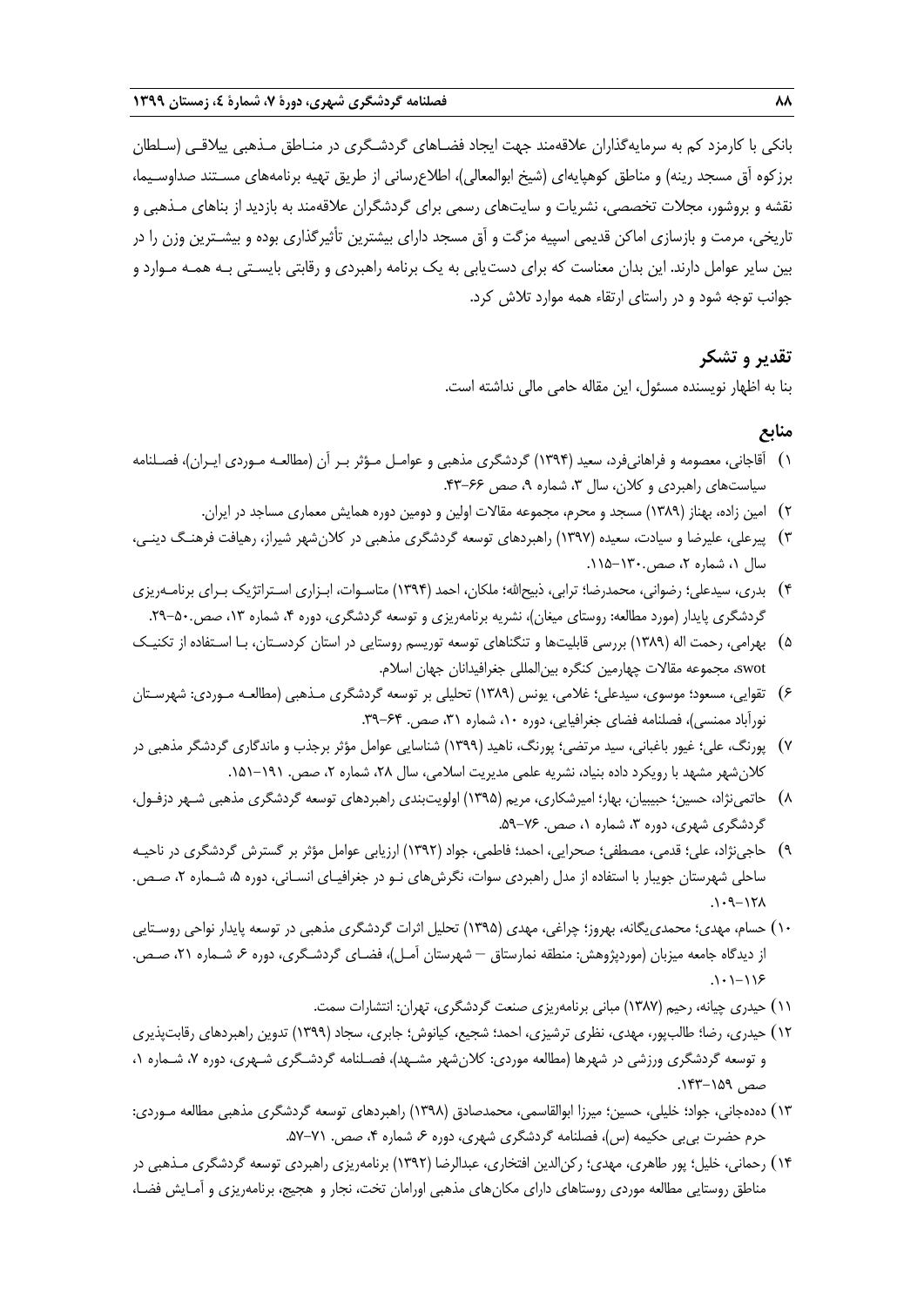بانکی با کارمزد کم به سرمایه‌گذاران علاقه‌مند جهت ایجاد فضاهای گردشگری در مناطق مذهبی ییلاقی (سلطان برزکوه آق مسجد رینه) و مناطق کوهپایه‌ای (شیخ ابوالمعالی)، اطلاع‌رسانی از طریق تهیه برنامه‌های مستند صداوسیما، نقشه و بروشور، مجلات تخصصی، نشریات و سایت‌های رسمی برای گردشگران علاقه‌مند به بازدید از بناهای مذهبی و تاریخی، مرمت و بازسازی اماکن قدیمی اسپیه مزگت و آق مسجد دارای بیشترین تأثیرگذاری بوده و بیشترین وزن را در بین سایر عوامل دارند. این بدان معناست که برای دست‌یابی به یک برنامه راهبردی و رقابتی بایستی به همه موارد و جوانب توجه شود و در راستای ارتقاء همه موارد تلاش کرد.

## تقدیر و تشکر

بنا به اظهار نویسنده مسئول، این مقاله حامی مالی نداشته است.

## منابع

۱) آقاجانی، معصومه و فراهانی‌فرد، سعید (۱۳۹۴) گردشگری مذهبی و عوامل مؤثر بر آن (مطالعه موردی ایران)، فصلنامه سیاست‌های راهبردی و کلان، سال ۳، شماره ۹، صص ۶۶-۴۳.

۲) امین زاده، بهناز (۱۳۸۹) مسجد و محرم، مجموعه مقالات اولین و دومین دوره همایش معماری مساجد در ایران.

۳) پیرعلی، علیرضا و سیادت، سعیده (۱۳۹۷) راهبردهای توسعه گردشگری مذهبی در کلان‌شهر شیراز، رهیافت فرهنگ دینی، سال ۱، شماره ۲، صص.۱۳۰-۱۱۵.

۴) بدری، سیدعلی؛ رضوانی، محمدرضا؛ ترابی، ذبیح‌الله؛ ملکان، احمد (۱۳۹۴) متاسوات، ابزاری استراتژیک برای برنامه‌ریزی گردشگری پایدار (مورد مطالعه: روستای میغان)، نشریه برنامه‌ریزی و توسعه گردشگری، دوره ۴، شماره ۱۳، صص.۵۰-۲۹.

۵) بهرامی، رحمت اله (۱۳۸۹) بررسی قابلیت‌ها و تنگناهای توسعه توریسم روستایی در استان کردستان، با استفاده از تکنیک swot، مجموعه مقالات چهارمین کنگره بین‌المللی جغرافیدانان جهان اسلام.

۶) تقوایی، مسعود؛ موسوی، سیدعلی؛ غلامی، یونس (۱۳۸۹) تحلیلی بر توسعه گردشگری مذهبی (مطالعه موردی: شهرستان نورآباد ممسنی)، فصلنامه فضای جغرافیایی، دوره ۱۰، شماره ۳۱، صص. ۶۴-۳۹.

۷) پورنگ، علی؛ غیور باغبانی، سید مرتضی؛ پورنگ، ناهید (۱۳۹۹) شناسایی عوامل مؤثر برجذب و ماندگاری گردشگر مذهبی در کلان‌شهر مشهد با رویکرد داده بنیاد، نشریه علمی مدیریت اسلامی، سال ۲۸، شماره ۲، صص. ۱۹۱-۱۵۱.

۸) حاتمی‌نژاد، حسین؛ حبیبیان، بهار؛ امیرشکاری، مریم (۱۳۹۵) اولویت‌بندی راهبردهای توسعه گردشگری مذهبی شهر دزفول، گردشگری شهری، دوره ۳، شماره ۱، صص. ۷۶-۵۹.

۹) حاجی‌نژاد، علی؛ قدمی، مصطفی؛ صحرایی، احمد؛ فاطمی، جواد (۱۳۹۲) ارزیابی عوامل مؤثر بر گسترش گردشگری در ناحیه ساحلی شهرستان جویبار با استفاده از مدل راهبردی سوات، نگرش‌های نو در جغرافیای انسانی، دوره ۵، شماره ۲، صص. ۱۲۸-۱۰۹.

۱۰) حسام، مهدی؛ محمدی‌یگانه، بهروز؛ چراغی، مهدی (۱۳۹۵) تحلیل اثرات گردشگری مذهبی در توسعه پایدار نواحی روستایی از دیدگاه جامعه میزبان (موردپژوهش: منطقه نمارستاق – شهرستان آمل)، فضای گردشگری، دوره ۶، شماره ۲۱، صص. ۱۱۶-۱۰۱.

۱۱) حیدری چیانه، رحیم (۱۳۸۷) مبانی برنامه‌ریزی صنعت گردشگری، تهران: انتشارات سمت.

۱۲) حیدری، رضا؛ طالب‌پور، مهدی، نظری ترشیزی، احمد؛ شجیع، کیانوش؛ جابری، سجاد (۱۳۹۹) تدوین راهبردهای رقابت‌پذیری و توسعه گردشگری ورزشی در شهرها (مطالعه موردی: کلان‌شهر مشهد)، فصلنامه گردشگری شهری، دوره ۷، شماره ۱، صص ۱۵۹-۱۴۳.

۱۳) دهده‌جانی، جواد؛ خلیلی، حسین؛ میرزا ابوالقاسمی، محمدصادق (۱۳۹۸) راهبردهای توسعه گردشگری مذهبی مطالعه موردی: حرم حضرت بی‌بی حکیمه (س)، فصلنامه گردشگری شهری، دوره ۶، شماره ۴، صص. ۷۱-۵۷.

۱۴) رحمانی، خلیل؛ پور طاهری، مهدی؛ رکن‌الدین افتخاری، عبدالرضا (۱۳۹۲) برنامه‌ریزی راهبردی توسعه گردشگری مذهبی در مناطق روستایی مطالعه موردی روستاهای دارای مکان‌های مذهبی اورامان تخت، نجار و هجیج، برنامه‌ریزی و آمایش فضا،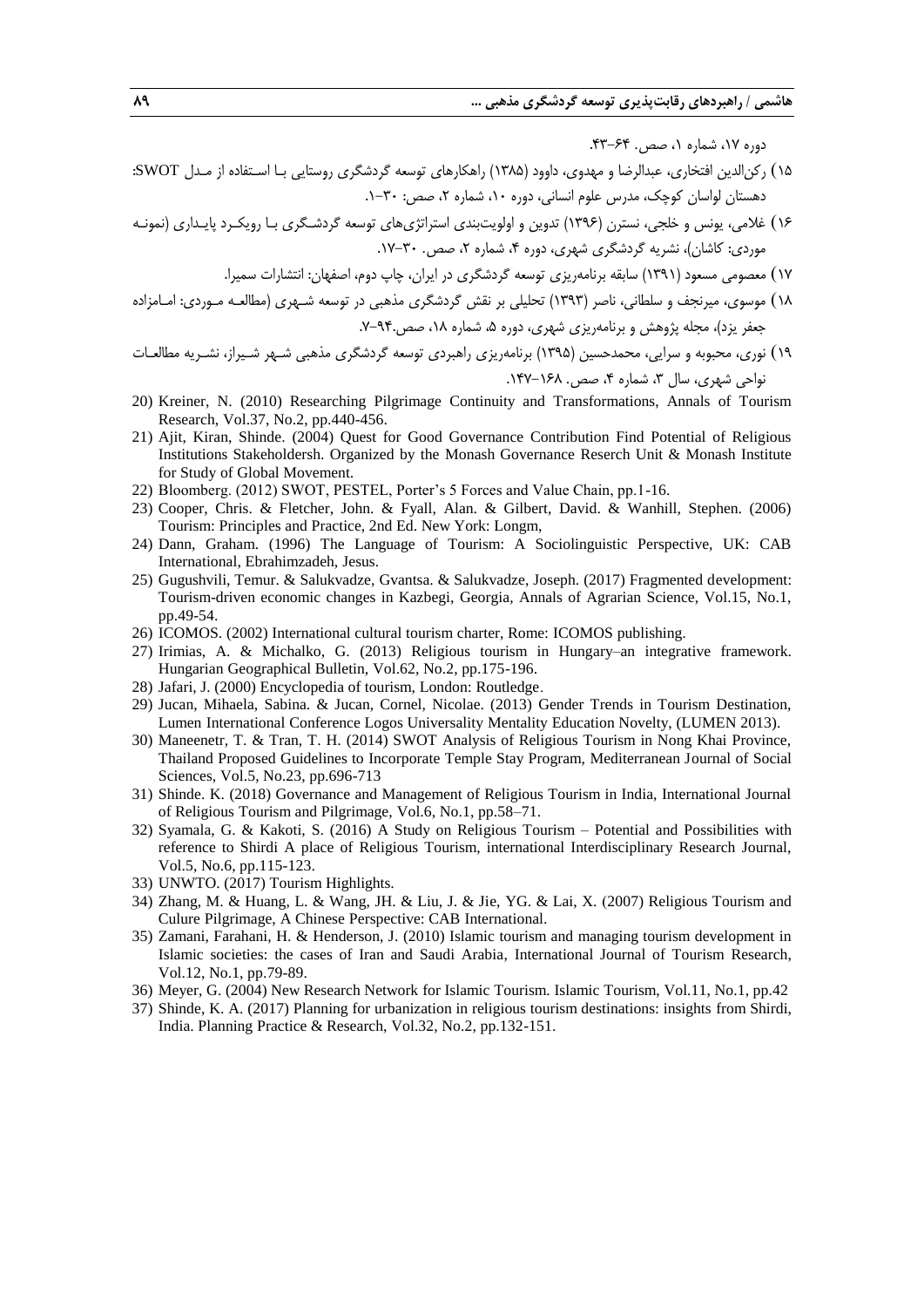دوره ۱۷، شماره ۱، صص. ۶۴-۴۳.

۱۵) رکن‌الدین افتخاری، عبدالرضا و مهدوی، داوود (۱۳۸۵) راهکارهای توسعه گردشگری روستایی بـا اسـتفاده از مـدل SWOT: دهستان لواسان کوچک، مدرس علوم انسانی، دوره ۱۰، شماره ۲، صص: ۳۰-۱.

۱۶) غلامی، یونس و خلجی، نسترن (۱۳۹۶) تدوین و اولویت‌بندی استراتژی‌های توسعه گردشـگری بـا رویکـرد پایـداری (نمونـه موردی: کاشان)، نشریه گردشگری شهری، دوره ۴، شماره ۲، صص. ۳۰-۱۷.

۱۷) معصومی مسعود (۱۳۹۱) سابقه برنامه‌ریزی توسعه گردشگری در ایران، چاپ دوم، اصفهان: انتشارات سمیرا.

۱۸) موسوی، میرنجف و سلطانی، ناصر (۱۳۹۳) تحلیلی بر نقش گردشگری مذهبی در توسعه شـهری (مطالعـه مـوردی: امـامزاده جعفر یزد)، مجله پژوهش و برنامه‌ریزی شهری، دوره ۵، شماره ۱۸، صص.۹۴-۷.

۱۹) نوری، محبوبه و سرایی، محمدحسین (۱۳۹۵) برنامه‌ریزی راهبردی توسعه گردشگری مذهبی شـهر شـیراز، نشـریه مطالعـات نواحی شهری، سال ۳، شماره ۴، صص. ۱۶۸-۱۴۷.

20) Kreiner, N. (2010) Researching Pilgrimage Continuity and Transformations, Annals of Tourism Research, Vol.37, No.2, pp.440-456.
21) Ajit, Kiran, Shinde. (2004) Quest for Good Governance Contribution Find Potential of Religious Institutions Stakeholdersh. Organized by the Monash Governance Reserch Unit & Monash Institute for Study of Global Movement.
22) Bloomberg. (2012) SWOT, PESTEL, Porter's 5 Forces and Value Chain, pp.1-16.
23) Cooper, Chris. & Fletcher, John. & Fyall, Alan. & Gilbert, David. & Wanhill, Stephen. (2006) Tourism: Principles and Practice, 2nd Ed. New York: Longm,
24) Dann, Graham. (1996) The Language of Tourism: A Sociolinguistic Perspective, UK: CAB International, Ebrahimzadeh, Jesus.
25) Gugushvili, Temur. & Salukvadze, Gvantsa. & Salukvadze, Joseph. (2017) Fragmented development: Tourism-driven economic changes in Kazbegi, Georgia, Annals of Agrarian Science, Vol.15, No.1, pp.49-54.
26) ICOMOS. (2002) International cultural tourism charter, Rome: ICOMOS publishing.
27) Irimias, A. & Michalko, G. (2013) Religious tourism in Hungary–an integrative framework. Hungarian Geographical Bulletin, Vol.62, No.2, pp.175-196.
28) Jafari, J. (2000) Encyclopedia of tourism, London: Routledge.
29) Jucan, Mihaela, Sabina. & Jucan, Cornel, Nicolae. (2013) Gender Trends in Tourism Destination, Lumen International Conference Logos Universality Mentality Education Novelty, (LUMEN 2013).
30) Maneenetr, T. & Tran, T. H. (2014) SWOT Analysis of Religious Tourism in Nong Khai Province, Thailand Proposed Guidelines to Incorporate Temple Stay Program, Mediterranean Journal of Social Sciences, Vol.5, No.23, pp.696-713
31) Shinde. K. (2018) Governance and Management of Religious Tourism in India, International Journal of Religious Tourism and Pilgrimage, Vol.6, No.1, pp.58–71.
32) Syamala, G. & Kakoti, S. (2016) A Study on Religious Tourism – Potential and Possibilities with reference to Shirdi A place of Religious Tourism, international Interdisciplinary Research Journal, Vol.5, No.6, pp.115-123.
33) UNWTO. (2017) Tourism Highlights.
34) Zhang, M. & Huang, L. & Wang, JH. & Liu, J. & Jie, YG. & Lai, X. (2007) Religious Tourism and Culure Pilgrimage, A Chinese Perspective: CAB International.
35) Zamani, Farahani, H. & Henderson, J. (2010) Islamic tourism and managing tourism development in Islamic societies: the cases of Iran and Saudi Arabia, International Journal of Tourism Research, Vol.12, No.1, pp.79-89.
36) Meyer, G. (2004) New Research Network for Islamic Tourism. Islamic Tourism, Vol.11, No.1, pp.42
37) Shinde, K. A. (2017) Planning for urbanization in religious tourism destinations: insights from Shirdi, India. Planning Practice & Research, Vol.32, No.2, pp.132-151.